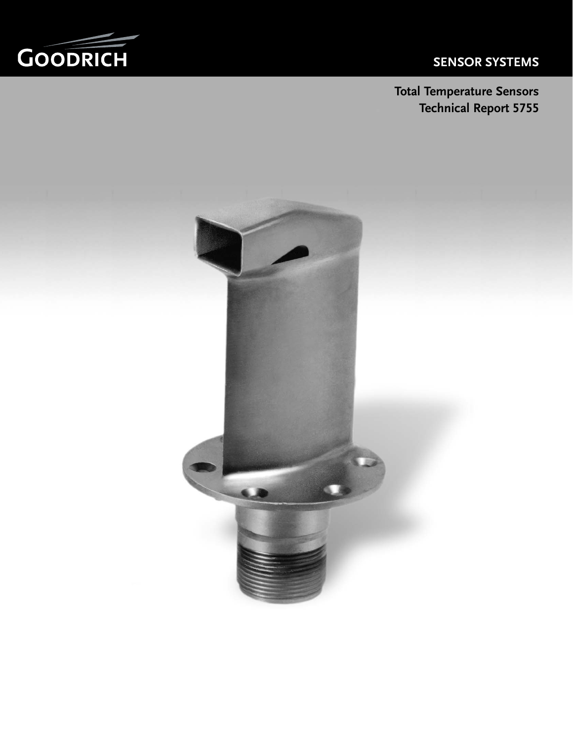GOODRICH

SENSOR SYSTEMS

# Total Temperature Sensors
## Technical Report 5755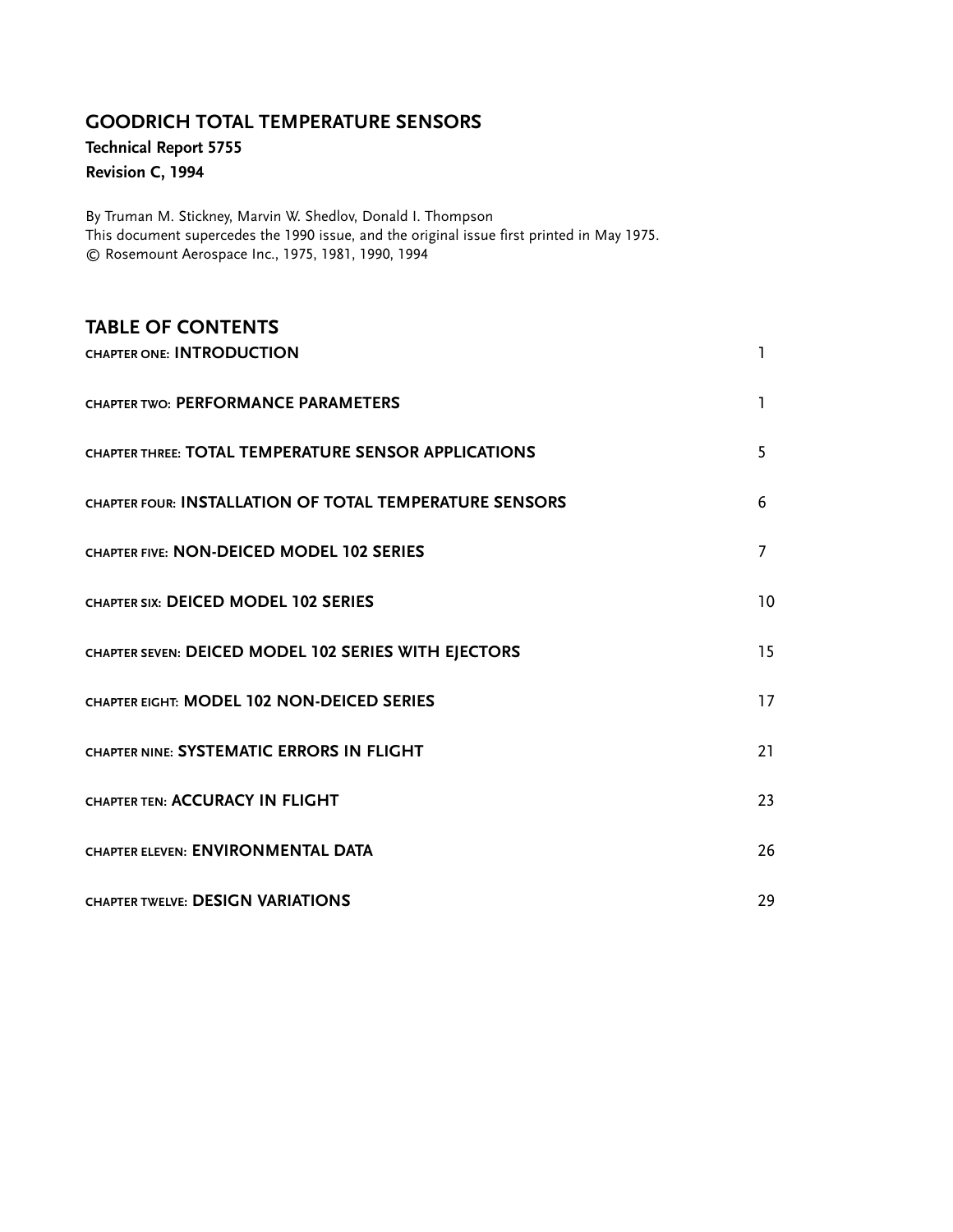# GOODRICH TOTAL TEMPERATURE SENSORS

**Technical Report 5755**

**Revision C, 1994**

By Truman M. Stickney, Marvin W. Shedlov, Donald I. Thompson
This document supercedes the 1990 issue, and the original issue first printed in May 1975.
© Rosemount Aerospace Inc., 1975, 1981, 1990, 1994

## TABLE OF CONTENTS

| | |
|---|---|
| CHAPTER ONE: **INTRODUCTION** | 1 |
| CHAPTER TWO: **PERFORMANCE PARAMETERS** | 1 |
| CHAPTER THREE: **TOTAL TEMPERATURE SENSOR APPLICATIONS** | 5 |
| CHAPTER FOUR: **INSTALLATION OF TOTAL TEMPERATURE SENSORS** | 6 |
| CHAPTER FIVE: **NON-DEICED MODEL 102 SERIES** | 7 |
| CHAPTER SIX: **DEICED MODEL 102 SERIES** | 10 |
| CHAPTER SEVEN: **DEICED MODEL 102 SERIES WITH EJECTORS** | 15 |
| CHAPTER EIGHT: **MODEL 102 NON-DEICED SERIES** | 17 |
| CHAPTER NINE: **SYSTEMATIC ERRORS IN FLIGHT** | 21 |
| CHAPTER TEN: **ACCURACY IN FLIGHT** | 23 |
| CHAPTER ELEVEN: **ENVIRONMENTAL DATA** | 26 |
| CHAPTER TWELVE: **DESIGN VARIATIONS** | 29 |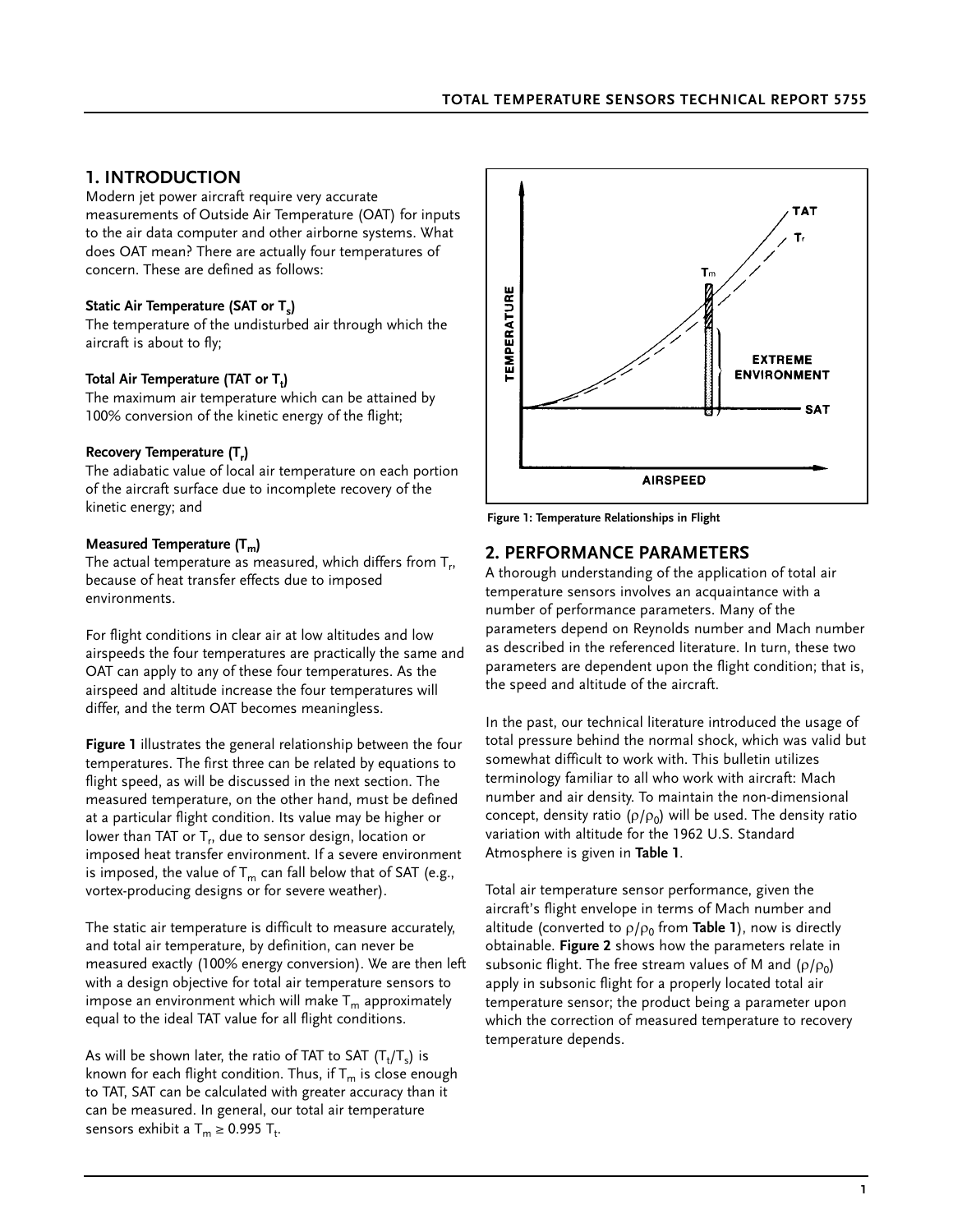# 1. INTRODUCTION

Modern jet power aircraft require very accurate measurements of Outside Air Temperature (OAT) for inputs to the air data computer and other airborne systems. What does OAT mean? There are actually four temperatures of concern. These are defined as follows:

**Static Air Temperature (SAT or $T_s$)**
The temperature of the undisturbed air through which the aircraft is about to fly;

**Total Air Temperature (TAT or $T_t$)**
The maximum air temperature which can be attained by 100% conversion of the kinetic energy of the flight;

**Recovery Temperature ($T_r$)**
The adiabatic value of local air temperature on each portion of the aircraft surface due to incomplete recovery of the kinetic energy; and

**Measured Temperature ($T_m$)**
The actual temperature as measured, which differs from $T_r$, because of heat transfer effects due to imposed environments.

For flight conditions in clear air at low altitudes and low airspeeds the four temperatures are practically the same and OAT can apply to any of these four temperatures. As the airspeed and altitude increase the four temperatures will differ, and the term OAT becomes meaningless.

**Figure 1** illustrates the general relationship between the four temperatures. The first three can be related by equations to flight speed, as will be discussed in the next section. The measured temperature, on the other hand, must be defined at a particular flight condition. Its value may be higher or lower than TAT or $T_r$, due to sensor design, location or imposed heat transfer environment. If a severe environment is imposed, the value of $T_m$ can fall below that of SAT (e.g., vortex-producing designs or for severe weather).

The static air temperature is difficult to measure accurately, and total air temperature, by definition, can never be measured exactly (100% energy conversion). We are then left with a design objective for total air temperature sensors to impose an environment which will make $T_m$ approximately equal to the ideal TAT value for all flight conditions.

As will be shown later, the ratio of TAT to SAT ($T_t/T_s$) is known for each flight condition. Thus, if $T_m$ is close enough to TAT, SAT can be calculated with greater accuracy than it can be measured. In general, our total air temperature sensors exhibit a $T_m \geq 0.995\ T_t$.

**Figure 1: Temperature Relationships in Flight**

# 2. PERFORMANCE PARAMETERS

A thorough understanding of the application of total air temperature sensors involves an acquaintance with a number of performance parameters. Many of the parameters depend on Reynolds number and Mach number as described in the referenced literature. In turn, these two parameters are dependent upon the flight condition; that is, the speed and altitude of the aircraft.

In the past, our technical literature introduced the usage of total pressure behind the normal shock, which was valid but somewhat difficult to work with. This bulletin utilizes terminology familiar to all who work with aircraft: Mach number and air density. To maintain the non-dimensional concept, density ratio ($\rho/\rho_0$) will be used. The density ratio variation with altitude for the 1962 U.S. Standard Atmosphere is given in **Table 1**.

Total air temperature sensor performance, given the aircraft's flight envelope in terms of Mach number and altitude (converted to $\rho/\rho_0$ from **Table 1**), now is directly obtainable. **Figure 2** shows how the parameters relate in subsonic flight. The free stream values of M and ($\rho/\rho_0$) apply in subsonic flight for a properly located total air temperature sensor; the product being a parameter upon which the correction of measured temperature to recovery temperature depends.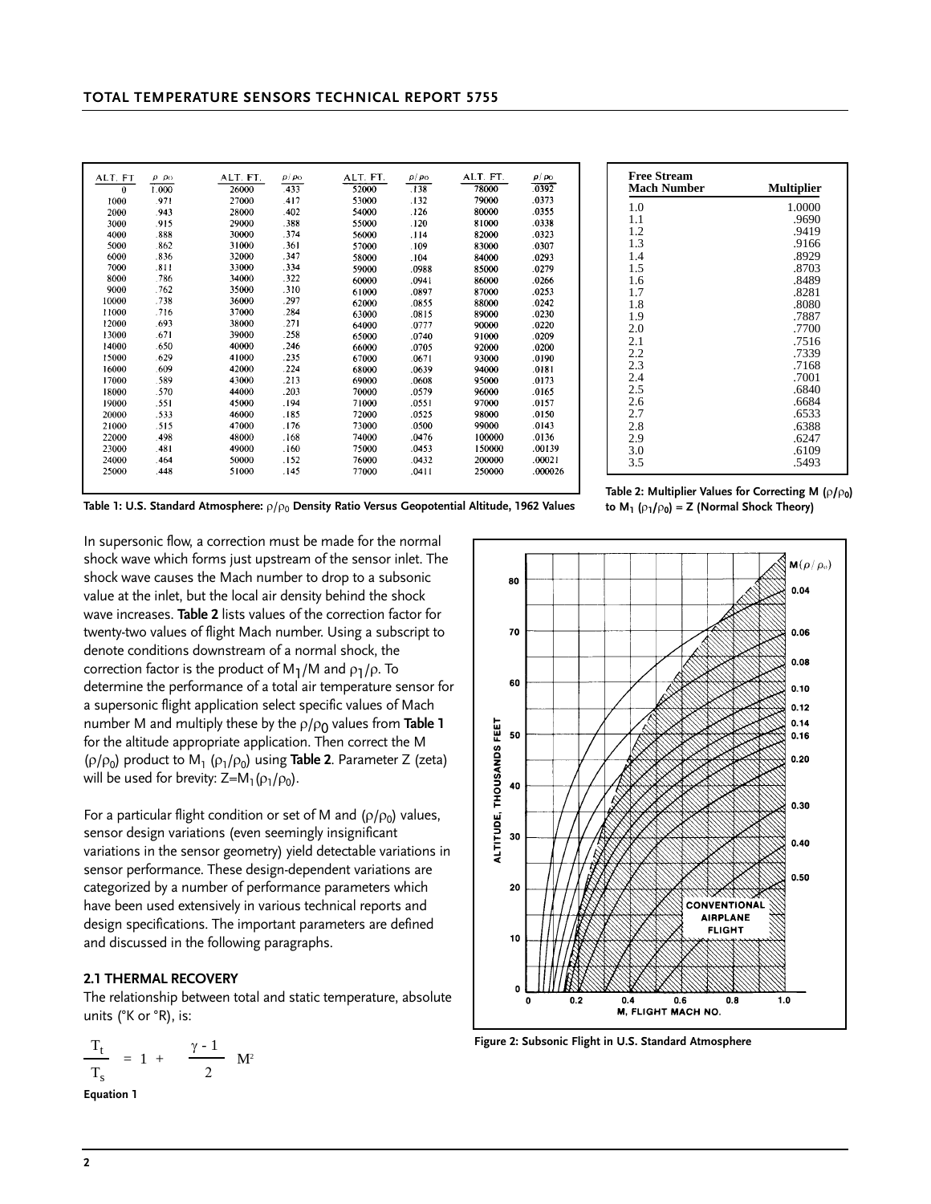| ALT. FT | $\rho/\rho_0$ | ALT. FT. | $\rho/\rho_0$ | ALT. FT. | $\rho/\rho_0$ | ALT. FT. | $\rho/\rho_0$ |
|---|---|---|---|---|---|---|---|
| 0 | 1.000 | 26000 | .433 | 52000 | .138 | 78000 | .0392 |
| 1000 | .971 | 27000 | .417 | 53000 | .132 | 79000 | .0373 |
| 2000 | .943 | 28000 | .402 | 54000 | .126 | 80000 | .0355 |
| 3000 | .915 | 29000 | .388 | 55000 | .120 | 81000 | .0338 |
| 4000 | .888 | 30000 | .374 | 56000 | .114 | 82000 | .0323 |
| 5000 | .862 | 31000 | .361 | 57000 | .109 | 83000 | .0307 |
| 6000 | .836 | 32000 | .347 | 58000 | .104 | 84000 | .0293 |
| 7000 | .811 | 33000 | .334 | 59000 | .0988 | 85000 | .0279 |
| 8000 | .786 | 34000 | .322 | 60000 | .0941 | 86000 | .0266 |
| 9000 | .762 | 35000 | .310 | 61000 | .0897 | 87000 | .0253 |
| 10000 | .738 | 36000 | .297 | 62000 | .0855 | 88000 | .0242 |
| 11000 | .716 | 37000 | .284 | 63000 | .0815 | 89000 | .0230 |
| 12000 | .693 | 38000 | .271 | 64000 | .0777 | 90000 | .0220 |
| 13000 | .671 | 39000 | .258 | 65000 | .0740 | 91000 | .0209 |
| 14000 | .650 | 40000 | .246 | 66000 | .0705 | 92000 | .0200 |
| 15000 | .629 | 41000 | .235 | 67000 | .0671 | 93000 | .0190 |
| 16000 | .609 | 42000 | .224 | 68000 | .0639 | 94000 | .0181 |
| 17000 | .589 | 43000 | .213 | 69000 | .0608 | 95000 | .0173 |
| 18000 | .570 | 44000 | .203 | 70000 | .0579 | 96000 | .0165 |
| 19000 | .551 | 45000 | .194 | 71000 | .0551 | 97000 | .0157 |
| 20000 | .533 | 46000 | .185 | 72000 | .0525 | 98000 | .0150 |
| 21000 | .515 | 47000 | .176 | 73000 | .0500 | 99000 | .0143 |
| 22000 | .498 | 48000 | .168 | 74000 | .0476 | 100000 | .0136 |
| 23000 | .481 | 49000 | .160 | 75000 | .0453 | 150000 | .00139 |
| 24000 | .464 | 50000 | .152 | 76000 | .0432 | 200000 | .00021 |
| 25000 | .448 | 51000 | .145 | 77000 | .0411 | 250000 | .000026 |

**Table 1: U.S. Standard Atmosphere: $\rho/\rho_0$ Density Ratio Versus Geopotential Altitude, 1962 Values**

| Free Stream Mach Number | Multiplier |
|---|---|
| 1.0 | 1.0000 |
| 1.1 | .9690 |
| 1.2 | .9419 |
| 1.3 | .9166 |
| 1.4 | .8929 |
| 1.5 | .8703 |
| 1.6 | .8489 |
| 1.7 | .8281 |
| 1.8 | .8080 |
| 1.9 | .7887 |
| 2.0 | .7700 |
| 2.1 | .7516 |
| 2.2 | .7339 |
| 2.3 | .7168 |
| 2.4 | .7001 |
| 2.5 | .6840 |
| 2.6 | .6684 |
| 2.7 | .6533 |
| 2.8 | .6388 |
| 2.9 | .6247 |
| 3.0 | .6109 |
| 3.5 | .5493 |

**Table 2: Multiplier Values for Correcting M ($\rho/\rho_0$) to $M_1$ ($\rho_1/\rho_0$) = Z (Normal Shock Theory)**

In supersonic flow, a correction must be made for the normal shock wave which forms just upstream of the sensor inlet. The shock wave causes the Mach number to drop to a subsonic value at the inlet, but the local air density behind the shock wave increases. **Table 2** lists values of the correction factor for twenty-two values of flight Mach number. Using a subscript to denote conditions downstream of a normal shock, the correction factor is the product of $M_1/M$ and $\rho_1/\rho$. To determine the performance of a total air temperature sensor for a supersonic flight application select specific values of Mach number M and multiply these by the $\rho/\rho_0$ values from **Table 1** for the altitude appropriate application. Then correct the M ($\rho/\rho_0$) product to $M_1$ ($\rho_1/\rho_0$) using **Table 2**. Parameter Z (zeta) will be used for brevity: $Z=M_1(\rho_1/\rho_0)$.

For a particular flight condition or set of M and ($\rho/\rho_0$) values, sensor design variations (even seemingly insignificant variations in the sensor geometry) yield detectable variations in sensor performance. These design-dependent variations are categorized by a number of performance parameters which have been used extensively in various technical reports and design specifications. The important parameters are defined and discussed in the following paragraphs.

**Figure 2: Subsonic Flight in U.S. Standard Atmosphere**

### 2.1 THERMAL RECOVERY

The relationship between total and static temperature, absolute units (°K or °R), is:

$$\frac{T_t}{T_s} = 1 + \frac{\gamma - 1}{2} M^2$$

**Equation 1**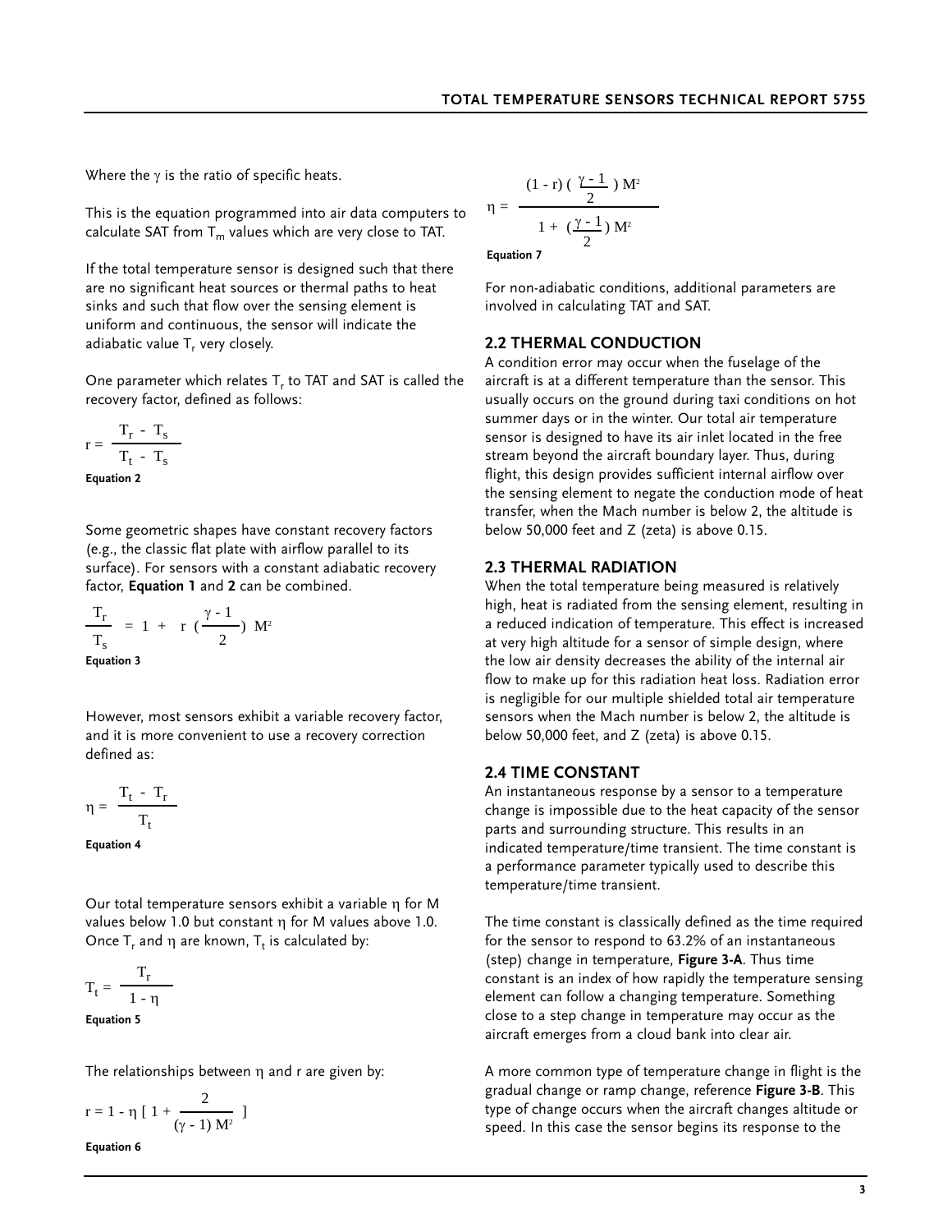Where the $\gamma$ is the ratio of specific heats.

This is the equation programmed into air data computers to calculate SAT from $T_m$ values which are very close to TAT.

If the total temperature sensor is designed such that there are no significant heat sources or thermal paths to heat sinks and such that flow over the sensing element is uniform and continuous, the sensor will indicate the adiabatic value $T_r$ very closely.

One parameter which relates $T_r$ to TAT and SAT is called the recovery factor, defined as follows:

$$r = \frac{T_r - T_s}{T_t - T_s}$$

**Equation 2**

Some geometric shapes have constant recovery factors (e.g., the classic flat plate with airflow parallel to its surface). For sensors with a constant adiabatic recovery factor, **Equation 1** and **2** can be combined.

$$\frac{T_r}{T_s} = 1 + r\left(\frac{\gamma - 1}{2}\right) M^2$$

**Equation 3**

However, most sensors exhibit a variable recovery factor, and it is more convenient to use a recovery correction defined as:

$$\eta = \frac{T_t - T_r}{T_t}$$

**Equation 4**

Our total temperature sensors exhibit a variable $\eta$ for M values below 1.0 but constant $\eta$ for M values above 1.0. Once $T_r$ and $\eta$ are known, $T_t$ is calculated by:

$$T_t = \frac{T_r}{1 - \eta}$$

**Equation 5**

The relationships between $\eta$ and r are given by:

$$r = 1 - \eta\left[1 + \frac{2}{(\gamma - 1) M^2}\right]$$

**Equation 6**

$$\eta = \frac{(1 - r)\left(\frac{\gamma - 1}{2}\right) M^2}{1 + \left(\frac{\gamma - 1}{2}\right) M^2}$$

**Equation 7**

For non-adiabatic conditions, additional parameters are involved in calculating TAT and SAT.

## 2.2 THERMAL CONDUCTION

A condition error may occur when the fuselage of the aircraft is at a different temperature than the sensor. This usually occurs on the ground during taxi conditions on hot summer days or in the winter. Our total air temperature sensor is designed to have its air inlet located in the free stream beyond the aircraft boundary layer. Thus, during flight, this design provides sufficient internal airflow over the sensing element to negate the conduction mode of heat transfer, when the Mach number is below 2, the altitude is below 50,000 feet and Z (zeta) is above 0.15.

## 2.3 THERMAL RADIATION

When the total temperature being measured is relatively high, heat is radiated from the sensing element, resulting in a reduced indication of temperature. This effect is increased at very high altitude for a sensor of simple design, where the low air density decreases the ability of the internal air flow to make up for this radiation heat loss. Radiation error is negligible for our multiple shielded total air temperature sensors when the Mach number is below 2, the altitude is below 50,000 feet, and Z (zeta) is above 0.15.

## 2.4 TIME CONSTANT

An instantaneous response by a sensor to a temperature change is impossible due to the heat capacity of the sensor parts and surrounding structure. This results in an indicated temperature/time transient. The time constant is a performance parameter typically used to describe this temperature/time transient.

The time constant is classically defined as the time required for the sensor to respond to 63.2% of an instantaneous (step) change in temperature, **Figure 3-A**. Thus time constant is an index of how rapidly the temperature sensing element can follow a changing temperature. Something close to a step change in temperature may occur as the aircraft emerges from a cloud bank into clear air.

A more common type of temperature change in flight is the gradual change or ramp change, reference **Figure 3-B**. This type of change occurs when the aircraft changes altitude or speed. In this case the sensor begins its response to the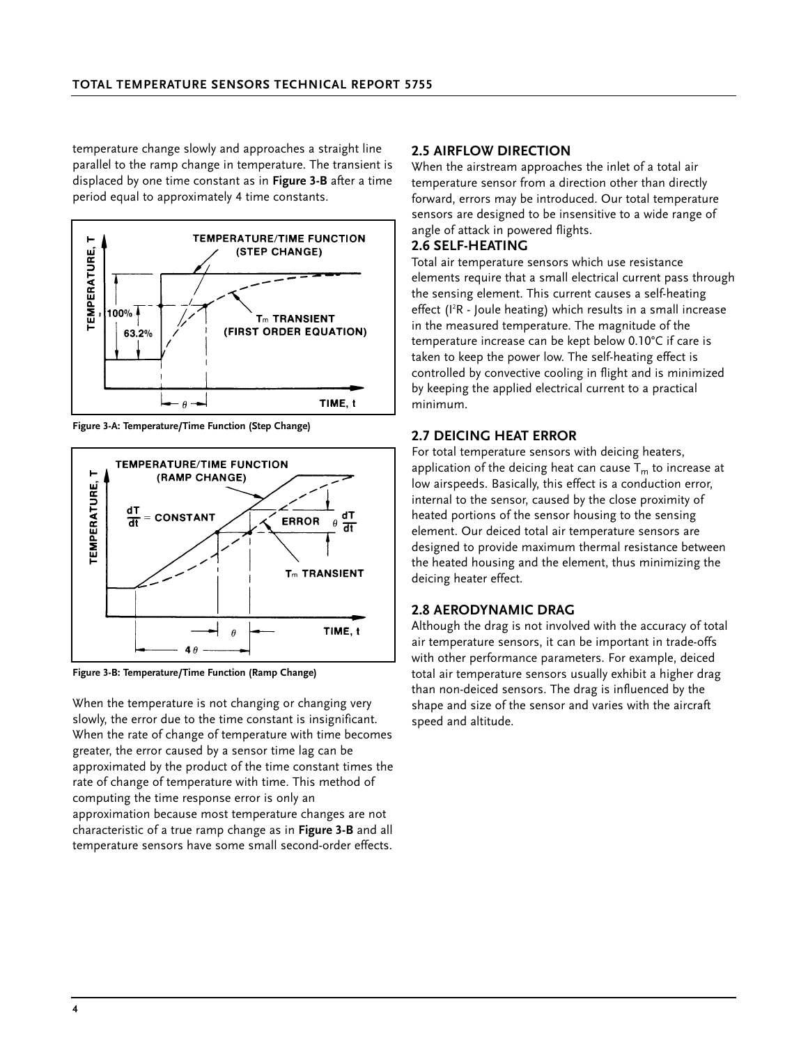temperature change slowly and approaches a straight line parallel to the ramp change in temperature. The transient is displaced by one time constant as in **Figure 3-B** after a time period equal to approximately 4 time constants.

**Figure 3-A: Temperature/Time Function (Step Change)**

**Figure 3-B: Temperature/Time Function (Ramp Change)**

When the temperature is not changing or changing very slowly, the error due to the time constant is insignificant. When the rate of change of temperature with time becomes greater, the error caused by a sensor time lag can be approximated by the product of the time constant times the rate of change of temperature with time. This method of computing the time response error is only an approximation because most temperature changes are not characteristic of a true ramp change as in **Figure 3-B** and all temperature sensors have some small second-order effects.

## 2.5 AIRFLOW DIRECTION

When the airstream approaches the inlet of a total air temperature sensor from a direction other than directly forward, errors may be introduced. Our total temperature sensors are designed to be insensitive to a wide range of angle of attack in powered flights.

## 2.6 SELF-HEATING

Total air temperature sensors which use resistance elements require that a small electrical current pass through the sensing element. This current causes a self-heating effect ($I^2R$ - Joule heating) which results in a small increase in the measured temperature. The magnitude of the temperature increase can be kept below 0.10°C if care is taken to keep the power low. The self-heating effect is controlled by convective cooling in flight and is minimized by keeping the applied electrical current to a practical minimum.

## 2.7 DEICING HEAT ERROR

For total temperature sensors with deicing heaters, application of the deicing heat can cause $T_m$ to increase at low airspeeds. Basically, this effect is a conduction error, internal to the sensor, caused by the close proximity of heated portions of the sensor housing to the sensing element. Our deiced total air temperature sensors are designed to provide maximum thermal resistance between the heated housing and the element, thus minimizing the deicing heater effect.

## 2.8 AERODYNAMIC DRAG

Although the drag is not involved with the accuracy of total air temperature sensors, it can be important in trade-offs with other performance parameters. For example, deiced total air temperature sensors usually exhibit a higher drag than non-deiced sensors. The drag is influenced by the shape and size of the sensor and varies with the aircraft speed and altitude.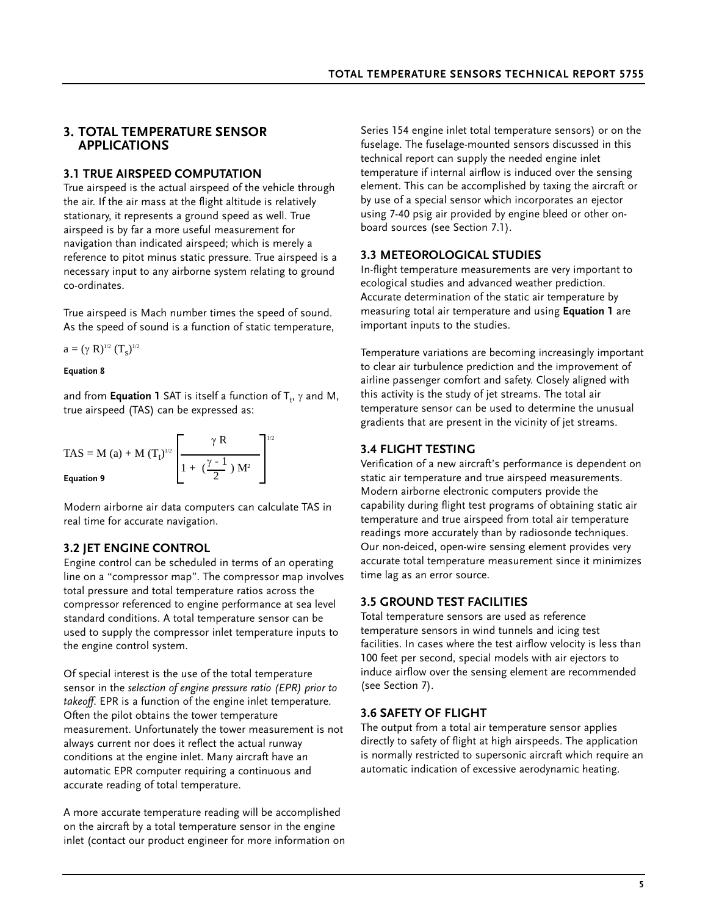## 3. TOTAL TEMPERATURE SENSOR APPLICATIONS

### 3.1 TRUE AIRSPEED COMPUTATION

True airspeed is the actual airspeed of the vehicle through the air. If the air mass at the flight altitude is relatively stationary, it represents a ground speed as well. True airspeed is by far a more useful measurement for navigation than indicated airspeed; which is merely a reference to pitot minus static pressure. True airspeed is a necessary input to any airborne system relating to ground co-ordinates.

True airspeed is Mach number times the speed of sound. As the speed of sound is a function of static temperature,

$$a = (\gamma \, R)^{1/2} \, (T_s)^{1/2}$$

**Equation 8**

and from **Equation 1** SAT is itself a function of $T_t$, $\gamma$ and M, true airspeed (TAS) can be expressed as:

$$TAS = M\,(a) + M\,(T_t)^{1/2} \left[ \frac{\gamma \, R}{1 + (\frac{\gamma - 1}{2}) \, M^2} \right]^{1/2}$$

**Equation 9**

Modern airborne air data computers can calculate TAS in real time for accurate navigation.

### 3.2 JET ENGINE CONTROL

Engine control can be scheduled in terms of an operating line on a “compressor map”. The compressor map involves total pressure and total temperature ratios across the compressor referenced to engine performance at sea level standard conditions. A total temperature sensor can be used to supply the compressor inlet temperature inputs to the engine control system.

Of special interest is the use of the total temperature sensor in the *selection of engine pressure ratio (EPR) prior to takeoff*. EPR is a function of the engine inlet temperature. Often the pilot obtains the tower temperature measurement. Unfortunately the tower measurement is not always current nor does it reflect the actual runway conditions at the engine inlet. Many aircraft have an automatic EPR computer requiring a continuous and accurate reading of total temperature.

A more accurate temperature reading will be accomplished on the aircraft by a total temperature sensor in the engine inlet (contact our product engineer for more information on Series 154 engine inlet total temperature sensors) or on the fuselage. The fuselage-mounted sensors discussed in this technical report can supply the needed engine inlet temperature if internal airflow is induced over the sensing element. This can be accomplished by taxing the aircraft or by use of a special sensor which incorporates an ejector using 7-40 psig air provided by engine bleed or other on-board sources (see Section 7.1).

### 3.3 METEOROLOGICAL STUDIES

In-flight temperature measurements are very important to ecological studies and advanced weather prediction. Accurate determination of the static air temperature by measuring total air temperature and using **Equation 1** are important inputs to the studies.

Temperature variations are becoming increasingly important to clear air turbulence prediction and the improvement of airline passenger comfort and safety. Closely aligned with this activity is the study of jet streams. The total air temperature sensor can be used to determine the unusual gradients that are present in the vicinity of jet streams.

### 3.4 FLIGHT TESTING

Verification of a new aircraft's performance is dependent on static air temperature and true airspeed measurements. Modern airborne electronic computers provide the capability during flight test programs of obtaining static air temperature and true airspeed from total air temperature readings more accurately than by radiosonde techniques. Our non-deiced, open-wire sensing element provides very accurate total temperature measurement since it minimizes time lag as an error source.

### 3.5 GROUND TEST FACILITIES

Total temperature sensors are used as reference temperature sensors in wind tunnels and icing test facilities. In cases where the test airflow velocity is less than 100 feet per second, special models with air ejectors to induce airflow over the sensing element are recommended (see Section 7).

### 3.6 SAFETY OF FLIGHT

The output from a total air temperature sensor applies directly to safety of flight at high airspeeds. The application is normally restricted to supersonic aircraft which require an automatic indication of excessive aerodynamic heating.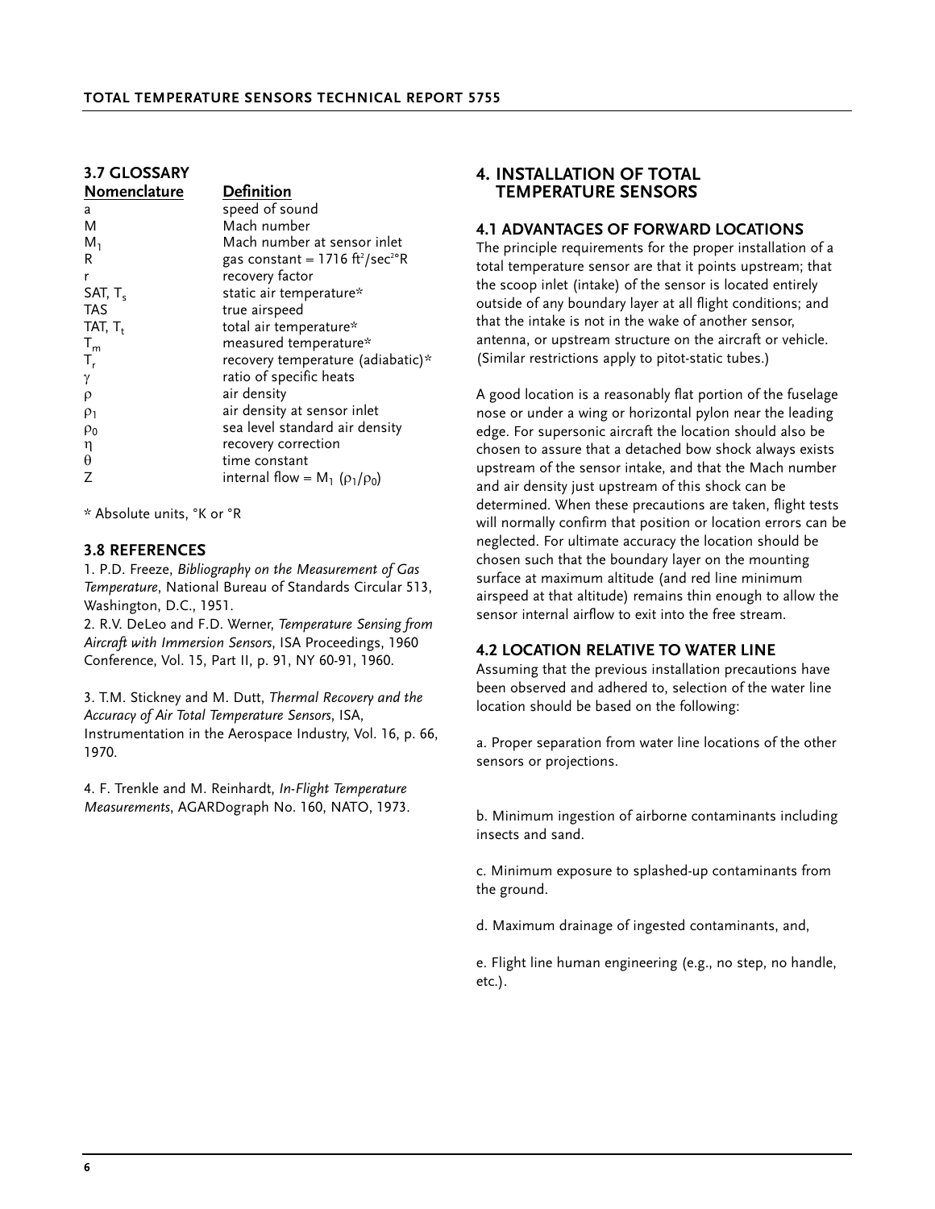### 3.7 GLOSSARY

| Nomenclature | Definition |
|---|---|
| a | speed of sound |
| M | Mach number |
| $M_1$ | Mach number at sensor inlet |
| R | gas constant = 1716 $ft^2/sec^{2}{}^\circ R$ |
| r | recovery factor |
| SAT, $T_s$ | static air temperature* |
| TAS | true airspeed |
| TAT, $T_t$ | total air temperature* |
| $T_m$ | measured temperature* |
| $T_r$ | recovery temperature (adiabatic)* |
| $\gamma$ | ratio of specific heats |
| $\rho$ | air density |
| $\rho_1$ | air density at sensor inlet |
| $\rho_0$ | sea level standard air density |
| $\eta$ | recovery correction |
| $\theta$ | time constant |
| Z | internal flow = $M_1$ $(\rho_1/\rho_0)$ |

* Absolute units, °K or °R

### 3.8 REFERENCES

1. P.D. Freeze, *Bibliography on the Measurement of Gas Temperature*, National Bureau of Standards Circular 513, Washington, D.C., 1951.
2. R.V. DeLeo and F.D. Werner, *Temperature Sensing from Aircraft with Immersion Sensors*, ISA Proceedings, 1960 Conference, Vol. 15, Part II, p. 91, NY 60-91, 1960.
3. T.M. Stickney and M. Dutt, *Thermal Recovery and the Accuracy of Air Total Temperature Sensors*, ISA, Instrumentation in the Aerospace Industry, Vol. 16, p. 66, 1970.
4. F. Trenkle and M. Reinhardt, *In-Flight Temperature Measurements*, AGARDograph No. 160, NATO, 1973.

## 4. INSTALLATION OF TOTAL TEMPERATURE SENSORS

### 4.1 ADVANTAGES OF FORWARD LOCATIONS

The principle requirements for the proper installation of a total temperature sensor are that it points upstream; that the scoop inlet (intake) of the sensor is located entirely outside of any boundary layer at all flight conditions; and that the intake is not in the wake of another sensor, antenna, or upstream structure on the aircraft or vehicle. (Similar restrictions apply to pitot-static tubes.)

A good location is a reasonably flat portion of the fuselage nose or under a wing or horizontal pylon near the leading edge. For supersonic aircraft the location should also be chosen to assure that a detached bow shock always exists upstream of the sensor intake, and that the Mach number and air density just upstream of this shock can be determined. When these precautions are taken, flight tests will normally confirm that position or location errors can be neglected. For ultimate accuracy the location should be chosen such that the boundary layer on the mounting surface at maximum altitude (and red line minimum airspeed at that altitude) remains thin enough to allow the sensor internal airflow to exit into the free stream.

### 4.2 LOCATION RELATIVE TO WATER LINE

Assuming that the previous installation precautions have been observed and adhered to, selection of the water line location should be based on the following:

a. Proper separation from water line locations of the other sensors or projections.

b. Minimum ingestion of airborne contaminants including insects and sand.

c. Minimum exposure to splashed-up contaminants from the ground.

d. Maximum drainage of ingested contaminants, and,

e. Flight line human engineering (e.g., no step, no handle, etc.).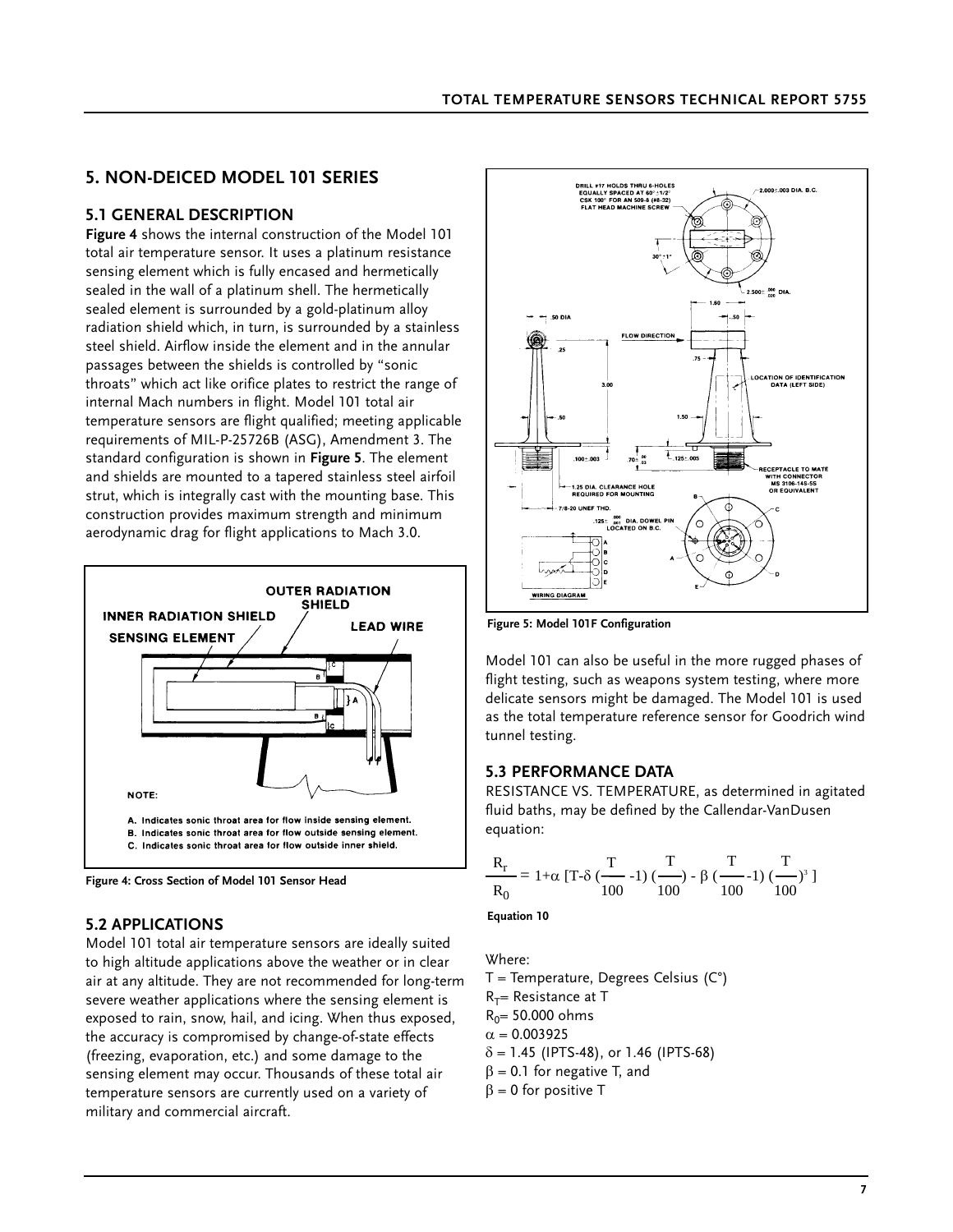## 5. NON-DEICED MODEL 101 SERIES

### 5.1 GENERAL DESCRIPTION

**Figure 4** shows the internal construction of the Model 101 total air temperature sensor. It uses a platinum resistance sensing element which is fully encased and hermetically sealed in the wall of a platinum shell. The hermetically sealed element is surrounded by a gold-platinum alloy radiation shield which, in turn, is surrounded by a stainless steel shield. Airflow inside the element and in the annular passages between the shields is controlled by "sonic throats" which act like orifice plates to restrict the range of internal Mach numbers in flight. Model 101 total air temperature sensors are flight qualified; meeting applicable requirements of MIL-P-25726B (ASG), Amendment 3. The standard configuration is shown in **Figure 5**. The element and shields are mounted to a tapered stainless steel airfoil strut, which is integrally cast with the mounting base. This construction provides maximum strength and minimum aerodynamic drag for flight applications to Mach 3.0.

OUTER RADIATION SHIELD
INNER RADIATION SHIELD
SENSING ELEMENT
LEAD WIRE

NOTE:

A. Indicates sonic throat area for flow inside sensing element.
B. Indicates sonic throat area for flow outside sensing element.
C. Indicates sonic throat area for flow outside inner shield.

**Figure 4: Cross Section of Model 101 Sensor Head**

### 5.2 APPLICATIONS

Model 101 total air temperature sensors are ideally suited to high altitude applications above the weather or in clear air at any altitude. They are not recommended for long-term severe weather applications where the sensing element is exposed to rain, snow, hail, and icing. When thus exposed, the accuracy is compromised by change-of-state effects (freezing, evaporation, etc.) and some damage to the sensing element may occur. Thousands of these total air temperature sensors are currently used on a variety of military and commercial aircraft.

**Figure 5: Model 101F Configuration**

Model 101 can also be useful in the more rugged phases of flight testing, such as weapons system testing, where more delicate sensors might be damaged. The Model 101 is used as the total temperature reference sensor for Goodrich wind tunnel testing.

### 5.3 PERFORMANCE DATA

RESISTANCE VS. TEMPERATURE, as determined in agitated fluid baths, may be defined by the Callendar-VanDusen equation:

$$\frac{R_T}{R_0} = 1+\alpha \left[T-\delta \left(\frac{T}{100}-1\right)\left(\frac{T}{100}\right) - \beta \left(\frac{T}{100}-1\right)\left(\frac{T}{100}\right)^3\right]$$

**Equation 10**

Where:

$T$ = Temperature, Degrees Celsius (C°)
$R_T$= Resistance at T
$R_0$= 50.000 ohms
$\alpha$ = 0.003925
$\delta$ = 1.45 (IPTS-48), or 1.46 (IPTS-68)
$\beta$ = 0.1 for negative T, and
$\beta$ = 0 for positive T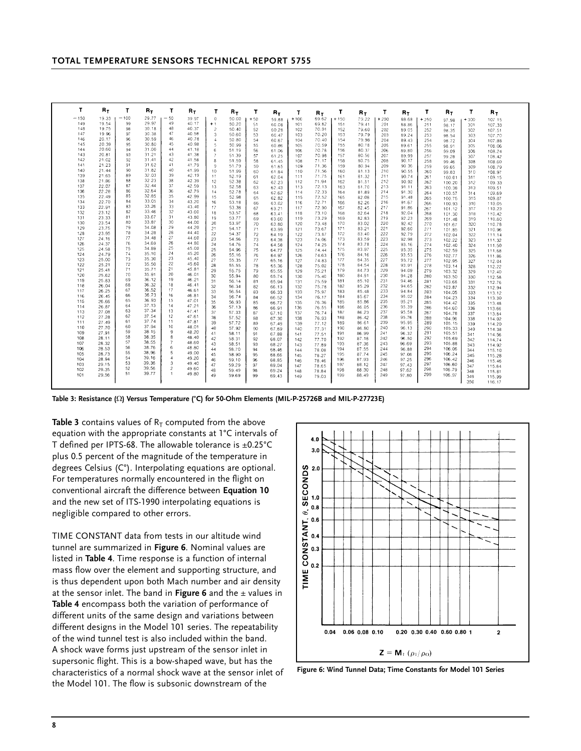| T | $R_T$ | T | $R_T$ | T | $R_T$ | T | $R_T$ | T | $R_T$ | T | $R_T$ | T | $R_T$ | T | $R_T$ | T | $R_T$ | T | $R_T$ |
|---|---|---|---|---|---|---|---|---|---|---|---|---|---|---|---|---|---|---|---|
| −150 | 19.33 | −100 | 29.77 | −50 | 39.97 | 0 | 50.00 | +50 | 59.88 | +100 | 69.62 | +150 | 79.22 | +200 | 88.68 | +250 | 97.98 | +300 | 107.15 |
| 149 | 19.54 | 99 | 29.97 | 49 | 40.17 | +1 | 50.20 | 51 | 60.08 | 101 | 69.82 | 151 | 79.41 | 201 | 88.86 | 251 | 98.17 | 301 | 107.33 |
| 148 | 19.75 | 98 | 30.18 | 48 | 40.37 | 2 | 50.40 | 52 | 60.28 | 102 | 70.01 | 152 | 79.60 | 202 | 89.05 | 252 | 98.35 | 302 | 107.51 |
| 147 | 19.96 | 97 | 30.38 | 47 | 40.58 | 3 | 50.60 | 53 | 60.47 | 103 | 70.20 | 153 | 79.79 | 203 | 89.24 | 253 | 98.54 | 303 | 107.70 |
| 146 | 20.17 | 96 | 30.59 | 46 | 40.78 | 4 | 50.80 | 54 | 60.67 | 104 | 70.40 | 154 | 79.98 | 204 | 89.43 | 254 | 98.72 | 304 | 107.88 |
| 145 | 20.39 | 95 | 30.80 | 45 | 40.98 | 5 | 50.99 | 55 | 60.86 | 105 | 70.59 | 155 | 80.18 | 205 | 89.61 | 255 | 98.91 | 305 | 108.06 |
| 144 | 20.60 | 94 | 31.00 | 44 | 41.18 | 6 | 51.19 | 56 | 61.06 | 106 | 70.78 | 156 | 80.37 | 206 | 89.80 | 256 | 99.09 | 306 | 108.24 |
| 143 | 20.81 | 93 | 31.21 | 43 | 41.38 | 7 | 51.39 | 57 | 61.25 | 107 | 70.98 | 157 | 80.56 | 207 | 89.99 | 257 | 99.28 | 307 | 108.42 |
| 142 | 21.02 | 92 | 31.41 | 42 | 41.58 | 8 | 51.59 | 58 | 61.45 | 108 | 71.17 | 158 | 80.75 | 208 | 90.17 | 258 | 99.46 | 308 | 108.60 |
| 141 | 21.23 | 91 | 31.62 | 41 | 41.79 | 9 | 51.79 | 59 | 61.65 | 109 | 71.36 | 159 | 80.94 | 209 | 90.36 | 259 | 99.65 | 309 | 108.79 |
| 140 | 21.44 | 90 | 31.82 | 40 | 41.99 | 10 | 51.99 | 60 | 61.84 | 110 | 71.56 | 160 | 81.13 | 210 | 90.55 | 260 | 99.83 | 310 | 108.97 |
| 139 | 21.65 | 89 | 32.03 | 39 | 42.19 | 11 | 52.19 | 61 | 62.04 | 111 | 71.75 | 161 | 81.32 | 211 | 90.74 | 261 | 100.01 | 311 | 109.15 |
| 138 | 21.86 | 88 | 32.23 | 38 | 42.39 | 12 | 52.38 | 62 | 62.23 | 112 | 71.94 | 162 | 81.51 | 212 | 90.92 | 262 | 100.20 | 312 | 109.33 |
| 137 | 22.07 | 87 | 32.44 | 37 | 42.59 | 13 | 52.58 | 63 | 62.43 | 113 | 72.13 | 163 | 81.70 | 213 | 91.11 | 263 | 100.38 | 313 | 109.51 |
| 136 | 22.28 | 86 | 32.64 | 36 | 42.79 | 14 | 52.78 | 64 | 62.62 | 114 | 72.33 | 164 | 81.89 | 214 | 91.30 | 264 | 100.57 | 314 | 109.69 |
| 135 | 22.49 | 85 | 32.85 | 35 | 42.99 | 15 | 52.98 | 65 | 62.82 | 115 | 72.52 | 165 | 82.08 | 215 | 91.48 | 265 | 100.75 | 315 | 109.87 |
| 134 | 22.70 | 84 | 33.05 | 34 | 43.20 | 16 | 53.18 | 66 | 63.02 | 116 | 72.71 | 166 | 82.26 | 216 | 91.67 | 266 | 100.93 | 316 | 110.05 |
| 133 | 22.91 | 83 | 33.26 | 33 | 43.40 | 17 | 53.38 | 67 | 63.21 | 117 | 72.90 | 167 | 82.45 | 217 | 91.86 | 267 | 101.12 | 317 | 110.23 |
| 132 | 23.12 | 82 | 33.46 | 32 | 43.60 | 18 | 53.57 | 68 | 63.41 | 118 | 73.10 | 168 | 82.64 | 218 | 92.04 | 268 | 101.30 | 318 | 110.42 |
| 131 | 23.33 | 81 | 33.67 | 31 | 43.80 | 19 | 53.77 | 69 | 63.60 | 119 | 73.29 | 169 | 82.83 | 219 | 92.23 | 269 | 101.48 | 319 | 110.60 |
| 130 | 23.54 | 80 | 33.87 | 30 | 44.00 | 20 | 53.97 | 70 | 63.80 | 120 | 73.48 | 170 | 83.02 | 220 | 92.42 | 270 | 101.67 | 320 | 110.78 |
| 129 | 23.75 | 79 | 34.08 | 29 | 44.20 | 21 | 54.17 | 71 | 63.99 | 121 | 73.67 | 171 | 83.21 | 221 | 92.60 | 271 | 101.85 | 321 | 110.96 |
| 128 | 23.95 | 78 | 34.28 | 28 | 44.40 | 22 | 54.37 | 72 | 64.19 | 122 | 73.87 | 172 | 83.40 | 222 | 92.79 | 272 | 102.04 | 322 | 111.14 |
| 127 | 24.16 | 77 | 34.48 | 27 | 44.60 | 23 | 54.56 | 73 | 64.38 | 123 | 74.06 | 173 | 83.59 | 223 | 92.98 | 273 | 102.22 | 323 | 111.32 |
| 126 | 24.37 | 76 | 34.69 | 26 | 44.80 | 24 | 54.76 | 74 | 64.58 | 124 | 74.25 | 174 | 83.78 | 224 | 93.16 | 274 | 102.40 | 324 | 111.50 |
| 125 | 24.58 | 75 | 34.89 | 25 | 45.00 | 25 | 54.96 | 75 | 64.77 | 125 | 74.44 | 175 | 83.97 | 225 | 93.35 | 275 | 102.59 | 325 | 111.68 |
| 124 | 24.79 | 74 | 35.10 | 24 | 45.20 | 26 | 55.16 | 76 | 64.97 | 126 | 74.63 | 176 | 84.16 | 226 | 93.53 | 276 | 102.77 | 326 | 111.86 |
| 123 | 25.00 | 73 | 35.30 | 23 | 45.40 | 27 | 55.35 | 77 | 65.16 | 127 | 74.83 | 177 | 84.35 | 227 | 93.72 | 277 | 102.95 | 327 | 112.04 |
| 122 | 25.21 | 72 | 35.50 | 22 | 45.60 | 28 | 55.55 | 78 | 65.36 | 128 | 75.02 | 178 | 84.54 | 228 | 93.91 | 278 | 103.14 | 328 | 112.22 |
| 121 | 25.41 | 71 | 35.71 | 21 | 45.81 | 29 | 55.75 | 79 | 65.55 | 129 | 75.21 | 179 | 84.73 | 229 | 94.09 | 279 | 103.32 | 329 | 112.40 |
| 120 | 25.62 | 70 | 35.91 | 20 | 46.01 | 30 | 55.94 | 80 | 65.74 | 130 | 75.40 | 180 | 84.91 | 230 | 94.28 | 280 | 103.50 | 330 | 112.58 |
| 119 | 25.83 | 69 | 36.12 | 19 | 46.21 | 31 | 56.14 | 81 | 65.94 | 131 | 75.59 | 181 | 85.10 | 231 | 94.46 | 281 | 103.68 | 331 | 112.76 |
| 118 | 26.04 | 68 | 36.32 | 18 | 46.41 | 32 | 56.34 | 82 | 66.13 | 132 | 75.78 | 182 | 85.29 | 232 | 94.65 | 282 | 103.87 | 332 | 112.94 |
| 117 | 26.25 | 67 | 36.52 | 17 | 46.61 | 33 | 56.54 | 83 | 66.33 | 133 | 75.97 | 183 | 85.48 | 233 | 94.84 | 283 | 104.05 | 333 | 113.12 |
| 116 | 26.45 | 66 | 36.73 | 16 | 46.81 | 34 | 56.74 | 84 | 66.52 | 134 | 76.17 | 184 | 85.67 | 234 | 95.02 | 284 | 104.23 | 334 | 113.30 |
| 115 | 26.66 | 65 | 36.93 | 15 | 47.01 | 35 | 56.93 | 85 | 66.72 | 135 | 76.36 | 185 | 85.86 | 235 | 95.21 | 285 | 104.42 | 335 | 113.48 |
| 114 | 26.87 | 64 | 37.13 | 14 | 47.21 | 36 | 57.13 | 86 | 66.91 | 136 | 76.55 | 186 | 86.05 | 236 | 95.39 | 286 | 104.60 | 336 | 113.66 |
| 113 | 27.08 | 63 | 37.34 | 13 | 47.41 | 37 | 57.33 | 87 | 67.10 | 137 | 76.74 | 187 | 86.23 | 237 | 95.58 | 287 | 104.78 | 337 | 113.84 |
| 112 | 27.28 | 62 | 37.54 | 12 | 47.61 | 38 | 57.52 | 88 | 67.30 | 138 | 76.93 | 188 | 86.42 | 238 | 95.76 | 288 | 104.96 | 338 | 114.02 |
| 111 | 27.49 | 61 | 37.74 | 11 | 47.81 | 39 | 57.72 | 89 | 67.49 | 139 | 77.12 | 189 | 86.61 | 239 | 95.95 | 289 | 105.15 | 339 | 114.20 |
| 110 | 27.70 | 60 | 37.94 | 10 | 48.01 | 40 | 57.92 | 90 | 67.69 | 140 | 77.31 | 190 | 86.80 | 240 | 96.13 | 290 | 105.33 | 340 | 114.38 |
| 109 | 27.91 | 59 | 38.15 | 9 | 48.20 | 41 | 58.11 | 91 | 67.88 | 141 | 77.51 | 191 | 86.99 | 241 | 96.32 | 291 | 105.51 | 341 | 114.56 |
| 108 | 28.11 | 58 | 38.35 | 8 | 48.40 | 42 | 58.31 | 92 | 68.07 | 142 | 77.70 | 192 | 87.18 | 242 | 96.50 | 292 | 105.69 | 342 | 114.74 |
| 107 | 28.32 | 57 | 38.55 | 7 | 48.60 | 43 | 58.51 | 93 | 68.27 | 143 | 77.89 | 193 | 87.36 | 243 | 96.69 | 293 | 105.88 | 343 | 114.92 |
| 106 | 28.53 | 56 | 38.76 | 6 | 48.80 | 44 | 58.70 | 94 | 68.46 | 144 | 78.08 | 194 | 87.55 | 244 | 96.88 | 294 | 106.06 | 344 | 115.10 |
| 105 | 28.73 | 55 | 38.96 | 5 | 49.00 | 45 | 58.90 | 95 | 68.66 | 145 | 78.27 | 195 | 87.74 | 245 | 97.06 | 295 | 106.24 | 345 | 115.28 |
| 104 | 28.94 | 54 | 39.16 | 4 | 49.20 | 46 | 59.10 | 96 | 68.85 | 146 | 78.46 | 196 | 87.93 | 246 | 97.25 | 296 | 106.42 | 346 | 115.46 |
| 103 | 29.15 | 53 | 39.36 | 3 | 49.40 | 47 | 59.29 | 97 | 69.04 | 147 | 78.65 | 197 | 88.12 | 247 | 97.43 | 297 | 106.60 | 347 | 115.64 |
| 102 | 29.35 | 52 | 39.56 | 2 | 49.60 | 48 | 59.49 | 98 | 69.24 | 148 | 78.84 | 198 | 88.30 | 248 | 97.62 | 298 | 106.79 | 348 | 115.81 |
| 101 | 29.56 | 51 | 39.77 | 1 | 49.80 | 49 | 59.69 | 99 | 69.43 | 149 | 79.03 | 199 | 88.49 | 249 | 97.80 | 299 | 106.97 | 349 | 115.99 |
| | | | | | | | | | | | | | | | | | | 350 | 116.17 |

**Table 3: Resistance (Ω) Versus Temperature (°C) for 50-Ohm Elements (MIL-P-25726B and MIL-P-27723E)**

**Table 3** contains values of $R_T$ computed from the above equation with the appropriate constants at 1°C intervals of T defined per IPTS-68. The allowable tolerance is ±0.25°C plus 0.5 percent of the magnitude of the temperature in degrees Celsius (C°). Interpolating equations are optional. For temperatures normally encountered in the flight on conventional aircraft the difference between **Equation 10** and the new set of ITS-1990 interpolating equations is negligible compared to other errors.

TIME CONSTANT data from tests in our altitude wind tunnel are summarized in **Figure 6**. Nominal values are listed in **Table 4**. Time response is a function of internal mass flow over the element and supporting structure, and is thus dependent upon both Mach number and air density at the sensor inlet. The band in **Figure 6** and the ± values in **Table 4** encompass both the variation of performance of different units of the same design and variations between different designs in the Model 101 series. The repeatability of the wind tunnel test is also included within the band. A shock wave forms just upstream of the sensor inlet in supersonic flight. This is a bow-shaped wave, but has the characteristics of a normal shock wave at the sensor inlet of the Model 101. The flow is subsonic downstream of the

**Figure 6: Wind Tunnel Data; Time Constants for Model 101 Series**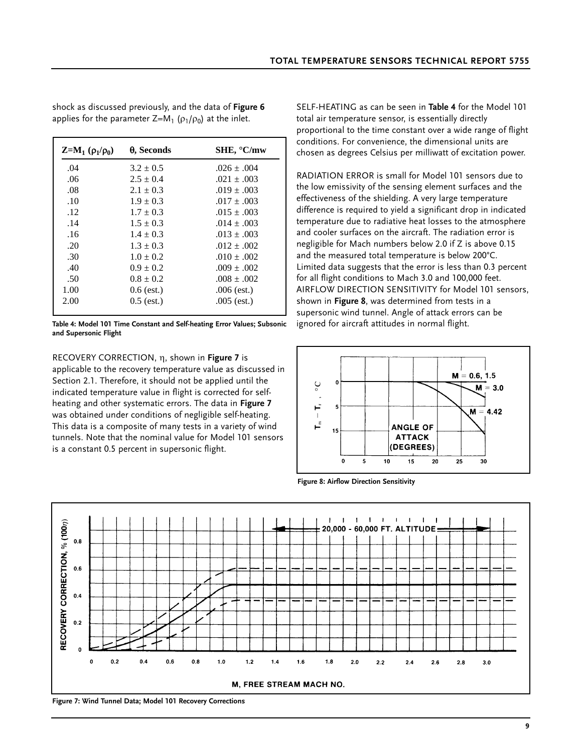shock as discussed previously, and the data of **Figure 6** applies for the parameter $Z=M_1 (\rho_1/\rho_0)$ at the inlet.

| $Z=M_1 (\rho_1/\rho_0)$ | $\theta$, Seconds | SHE, °C/mw |
|---|---|---|
| .04 | $3.2 \pm 0.5$ | $.026 \pm .004$ |
| .06 | $2.5 \pm 0.4$ | $.021 \pm .003$ |
| .08 | $2.1 \pm 0.3$ | $.019 \pm .003$ |
| .10 | $1.9 \pm 0.3$ | $.017 \pm .003$ |
| .12 | $1.7 \pm 0.3$ | $.015 \pm .003$ |
| .14 | $1.5 \pm 0.3$ | $.014 \pm .003$ |
| .16 | $1.4 \pm 0.3$ | $.013 \pm .003$ |
| .20 | $1.3 \pm 0.3$ | $.012 \pm .002$ |
| .30 | $1.0 \pm 0.2$ | $.010 \pm .002$ |
| .40 | $0.9 \pm 0.2$ | $.009 \pm .002$ |
| .50 | $0.8 \pm 0.2$ | $.008 \pm .002$ |
| 1.00 | 0.6 (est.) | .006 (est.) |
| 2.00 | 0.5 (est.) | .005 (est.) |

**Table 4: Model 101 Time Constant and Self-heating Error Values; Subsonic and Supersonic Flight**

RECOVERY CORRECTION, $\eta$, shown in **Figure 7** is applicable to the recovery temperature value as discussed in Section 2.1. Therefore, it should not be applied until the indicated temperature value in flight is corrected for self-heating and other systematic errors. The data in **Figure 7** was obtained under conditions of negligible self-heating. This data is a composite of many tests in a variety of wind tunnels. Note that the nominal value for Model 101 sensors is a constant 0.5 percent in supersonic flight.

SELF-HEATING as can be seen in **Table 4** for the Model 101 total air temperature sensor, is essentially directly proportional to the time constant over a wide range of flight conditions. For convenience, the dimensional units are chosen as degrees Celsius per milliwatt of excitation power.

RADIATION ERROR is small for Model 101 sensors due to the low emissivity of the sensing element surfaces and the effectiveness of the shielding. A very large temperature difference is required to yield a significant drop in indicated temperature due to radiative heat losses to the atmosphere and cooler surfaces on the aircraft. The radiation error is negligible for Mach numbers below 2.0 if Z is above 0.15 and the measured total temperature is below 200°C. Limited data suggests that the error is less than 0.3 percent for all flight conditions to Mach 3.0 and 100,000 feet.

AIRFLOW DIRECTION SENSITIVITY for Model 101 sensors, shown in **Figure 8**, was determined from tests in a supersonic wind tunnel. Angle of attack errors can be ignored for aircraft attitudes in normal flight.

**Figure 8: Airflow Direction Sensitivity**

**Figure 7: Wind Tunnel Data; Model 101 Recovery Corrections**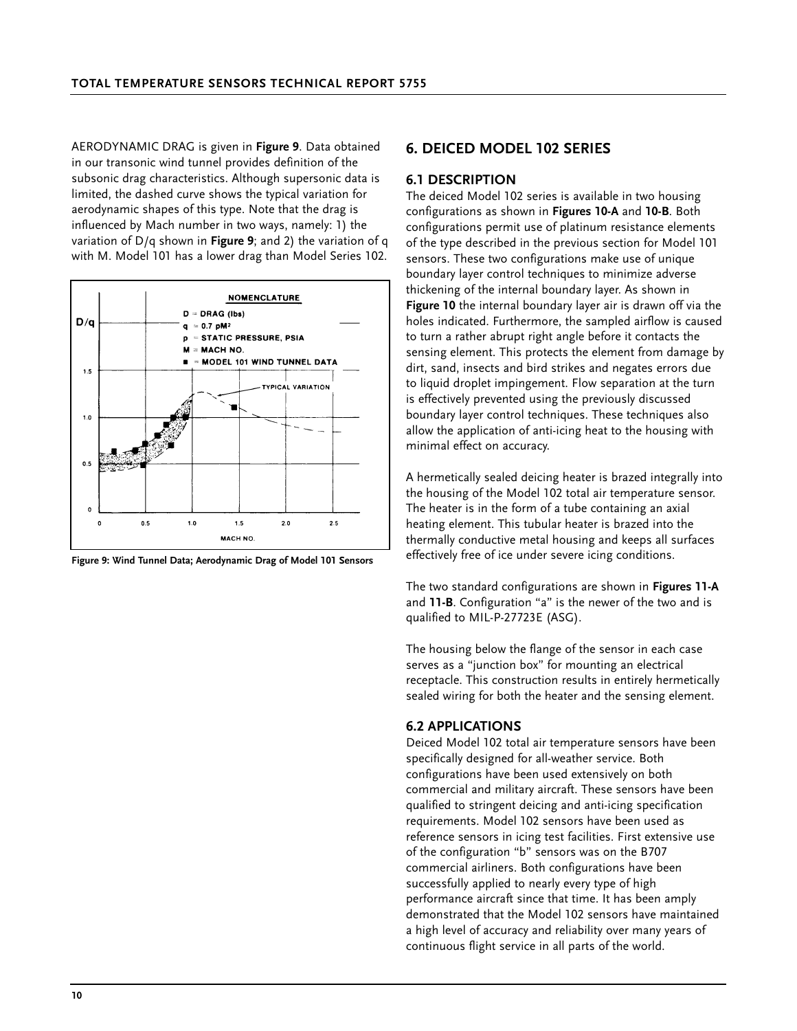AERODYNAMIC DRAG is given in **Figure 9**. Data obtained in our transonic wind tunnel provides definition of the subsonic drag characteristics. Although supersonic data is limited, the dashed curve shows the typical variation for aerodynamic shapes of this type. Note that the drag is influenced by Mach number in two ways, namely: 1) the variation of D/q shown in **Figure 9**; and 2) the variation of q with M. Model 101 has a lower drag than Model Series 102.

**Figure 9: Wind Tunnel Data; Aerodynamic Drag of Model 101 Sensors**

## 6. DEICED MODEL 102 SERIES

### 6.1 DESCRIPTION

The deiced Model 102 series is available in two housing configurations as shown in **Figures 10-A** and **10-B**. Both configurations permit use of platinum resistance elements of the type described in the previous section for Model 101 sensors. These two configurations make use of unique boundary layer control techniques to minimize adverse thickening of the internal boundary layer. As shown in **Figure 10** the internal boundary layer air is drawn off via the holes indicated. Furthermore, the sampled airflow is caused to turn a rather abrupt right angle before it contacts the sensing element. This protects the element from damage by dirt, sand, insects and bird strikes and negates errors due to liquid droplet impingement. Flow separation at the turn is effectively prevented using the previously discussed boundary layer control techniques. These techniques also allow the application of anti-icing heat to the housing with minimal effect on accuracy.

A hermetically sealed deicing heater is brazed integrally into the housing of the Model 102 total air temperature sensor. The heater is in the form of a tube containing an axial heating element. This tubular heater is brazed into the thermally conductive metal housing and keeps all surfaces effectively free of ice under severe icing conditions.

The two standard configurations are shown in **Figures 11-A** and **11-B**. Configuration "a" is the newer of the two and is qualified to MIL-P-27723E (ASG).

The housing below the flange of the sensor in each case serves as a "junction box" for mounting an electrical receptacle. This construction results in entirely hermetically sealed wiring for both the heater and the sensing element.

### 6.2 APPLICATIONS

Deiced Model 102 total air temperature sensors have been specifically designed for all-weather service. Both configurations have been used extensively on both commercial and military aircraft. These sensors have been qualified to stringent deicing and anti-icing specification requirements. Model 102 sensors have been used as reference sensors in icing test facilities. First extensive use of the configuration "b" sensors was on the B707 commercial airliners. Both configurations have been successfully applied to nearly every type of high performance aircraft since that time. It has been amply demonstrated that the Model 102 sensors have maintained a high level of accuracy and reliability over many years of continuous flight service in all parts of the world.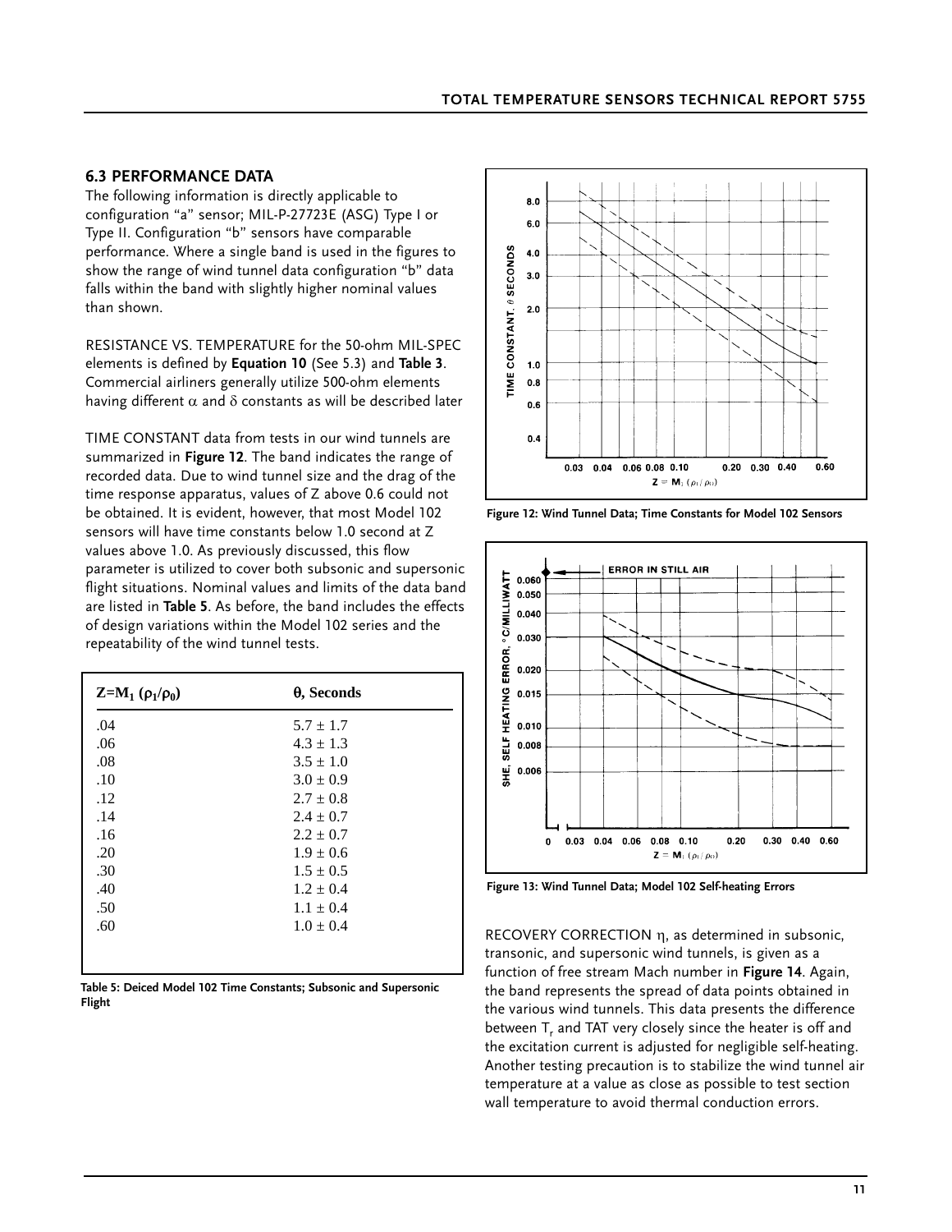## 6.3 PERFORMANCE DATA

The following information is directly applicable to configuration "a" sensor; MIL-P-27723E (ASG) Type I or Type II. Configuration "b" sensors have comparable performance. Where a single band is used in the figures to show the range of wind tunnel data configuration "b" data falls within the band with slightly higher nominal values than shown.

RESISTANCE VS. TEMPERATURE for the 50-ohm MIL-SPEC elements is defined by **Equation 10** (See 5.3) and **Table 3**. Commercial airliners generally utilize 500-ohm elements having different $\alpha$ and $\delta$ constants as will be described later

TIME CONSTANT data from tests in our wind tunnels are summarized in **Figure 12**. The band indicates the range of recorded data. Due to wind tunnel size and the drag of the time response apparatus, values of Z above 0.6 could not be obtained. It is evident, however, that most Model 102 sensors will have time constants below 1.0 second at Z values above 1.0. As previously discussed, this flow parameter is utilized to cover both subsonic and supersonic flight situations. Nominal values and limits of the data band are listed in **Table 5**. As before, the band includes the effects of design variations within the Model 102 series and the repeatability of the wind tunnel tests.

| $Z=M_1\ (\rho_1/\rho_0)$ | $\theta$, Seconds |
|---|---|
| .04 | $5.7 \pm 1.7$ |
| .06 | $4.3 \pm 1.3$ |
| .08 | $3.5 \pm 1.0$ |
| .10 | $3.0 \pm 0.9$ |
| .12 | $2.7 \pm 0.8$ |
| .14 | $2.4 \pm 0.7$ |
| .16 | $2.2 \pm 0.7$ |
| .20 | $1.9 \pm 0.6$ |
| .30 | $1.5 \pm 0.5$ |
| .40 | $1.2 \pm 0.4$ |
| .50 | $1.1 \pm 0.4$ |
| .60 | $1.0 \pm 0.4$ |

**Table 5: Deiced Model 102 Time Constants; Subsonic and Supersonic Flight**

**Figure 12: Wind Tunnel Data; Time Constants for Model 102 Sensors**

**Figure 13: Wind Tunnel Data; Model 102 Self-heating Errors**

RECOVERY CORRECTION $\eta$, as determined in subsonic, transonic, and supersonic wind tunnels, is given as a function of free stream Mach number in **Figure 14**. Again, the band represents the spread of data points obtained in the various wind tunnels. This data presents the difference between $T_r$ and TAT very closely since the heater is off and the excitation current is adjusted for negligible self-heating. Another testing precaution is to stabilize the wind tunnel air temperature at a value as close as possible to test section wall temperature to avoid thermal conduction errors.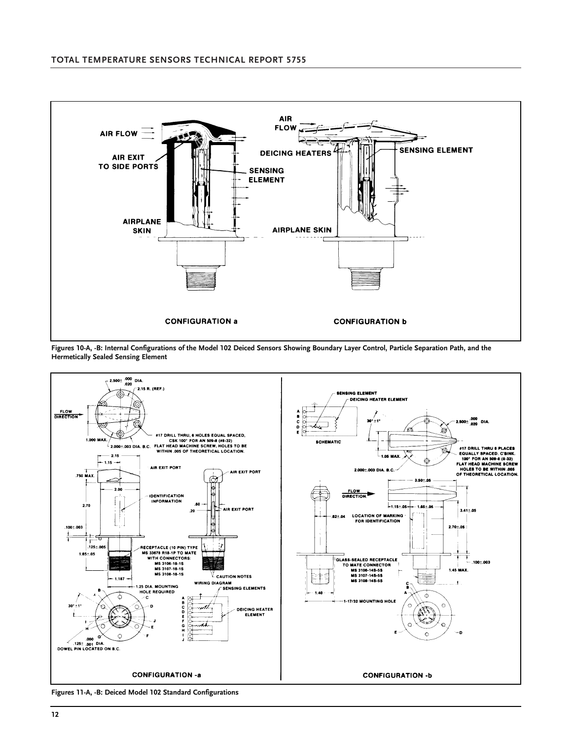Figures 10-A, -B: Internal Configurations of the Model 102 Deiced Sensors Showing Boundary Layer Control, Particle Separation Path, and the Hermetically Sealed Sensing Element

Figures 11-A, -B: Deiced Model 102 Standard Configurations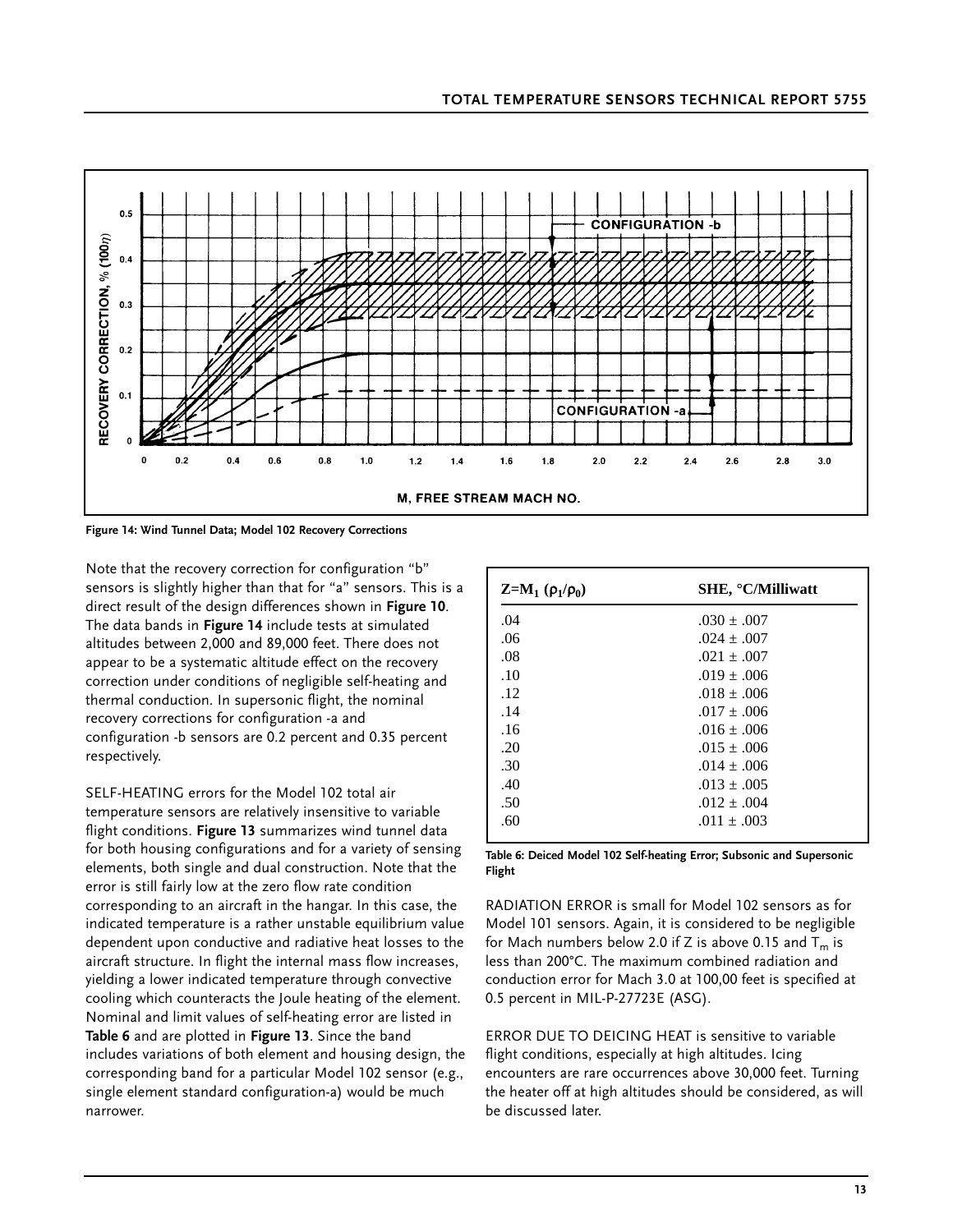Figure 14: Wind Tunnel Data; Model 102 Recovery Corrections

Note that the recovery correction for configuration "b" sensors is slightly higher than that for "a" sensors. This is a direct result of the design differences shown in **Figure 10**. The data bands in **Figure 14** include tests at simulated altitudes between 2,000 and 89,000 feet. There does not appear to be a systematic altitude effect on the recovery correction under conditions of negligible self-heating and thermal conduction. In supersonic flight, the nominal recovery corrections for configuration -a and configuration -b sensors are 0.2 percent and 0.35 percent respectively.

SELF-HEATING errors for the Model 102 total air temperature sensors are relatively insensitive to variable flight conditions. **Figure 13** summarizes wind tunnel data for both housing configurations and for a variety of sensing elements, both single and dual construction. Note that the error is still fairly low at the zero flow rate condition corresponding to an aircraft in the hangar. In this case, the indicated temperature is a rather unstable equilibrium value dependent upon conductive and radiative heat losses to the aircraft structure. In flight the internal mass flow increases, yielding a lower indicated temperature through convective cooling which counteracts the Joule heating of the element. Nominal and limit values of self-heating error are listed in **Table 6** and are plotted in **Figure 13**. Since the band includes variations of both element and housing design, the corresponding band for a particular Model 102 sensor (e.g., single element standard configuration-a) would be much narrower.

| $Z=M_1\ (\rho_1/\rho_0)$ | SHE, °C/Milliwatt |
|---|---|
| .04 | .030 ± .007 |
| .06 | .024 ± .007 |
| .08 | .021 ± .007 |
| .10 | .019 ± .006 |
| .12 | .018 ± .006 |
| .14 | .017 ± .006 |
| .16 | .016 ± .006 |
| .20 | .015 ± .006 |
| .30 | .014 ± .006 |
| .40 | .013 ± .005 |
| .50 | .012 ± .004 |
| .60 | .011 ± .003 |

Table 6: Deiced Model 102 Self-heating Error; Subsonic and Supersonic Flight

RADIATION ERROR is small for Model 102 sensors as for Model 101 sensors. Again, it is considered to be negligible for Mach numbers below 2.0 if Z is above 0.15 and $T_m$ is less than 200°C. The maximum combined radiation and conduction error for Mach 3.0 at 100,00 feet is specified at 0.5 percent in MIL-P-27723E (ASG).

ERROR DUE TO DEICING HEAT is sensitive to variable flight conditions, especially at high altitudes. Icing encounters are rare occurrences above 30,000 feet. Turning the heater off at high altitudes should be considered, as will be discussed later.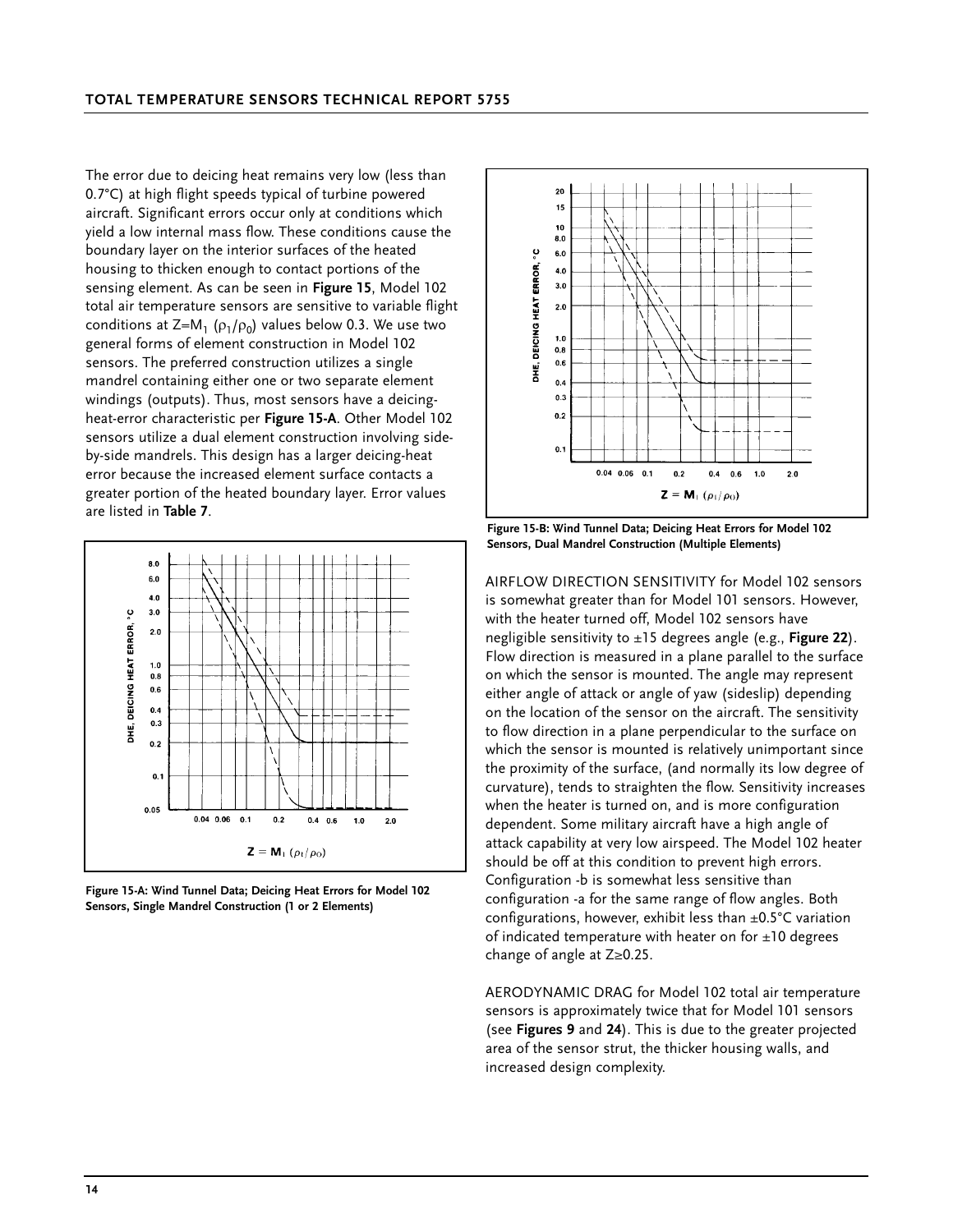The error due to deicing heat remains very low (less than 0.7°C) at high flight speeds typical of turbine powered aircraft. Significant errors occur only at conditions which yield a low internal mass flow. These conditions cause the boundary layer on the interior surfaces of the heated housing to thicken enough to contact portions of the sensing element. As can be seen in **Figure 15**, Model 102 total air temperature sensors are sensitive to variable flight conditions at $Z=M_1\ (\rho_1/\rho_0)$ values below 0.3. We use two general forms of element construction in Model 102 sensors. The preferred construction utilizes a single mandrel containing either one or two separate element windings (outputs). Thus, most sensors have a deicing-heat-error characteristic per **Figure 15-A**. Other Model 102 sensors utilize a dual element construction involving side-by-side mandrels. This design has a larger deicing-heat error because the increased element surface contacts a greater portion of the heated boundary layer. Error values are listed in **Table 7**.

**Figure 15-A: Wind Tunnel Data; Deicing Heat Errors for Model 102 Sensors, Single Mandrel Construction (1 or 2 Elements)**

**Figure 15-B: Wind Tunnel Data; Deicing Heat Errors for Model 102 Sensors, Dual Mandrel Construction (Multiple Elements)**

AIRFLOW DIRECTION SENSITIVITY for Model 102 sensors is somewhat greater than for Model 101 sensors. However, with the heater turned off, Model 102 sensors have negligible sensitivity to ±15 degrees angle (e.g., **Figure 22**). Flow direction is measured in a plane parallel to the surface on which the sensor is mounted. The angle may represent either angle of attack or angle of yaw (sideslip) depending on the location of the sensor on the aircraft. The sensitivity to flow direction in a plane perpendicular to the surface on which the sensor is mounted is relatively unimportant since the proximity of the surface, (and normally its low degree of curvature), tends to straighten the flow. Sensitivity increases when the heater is turned on, and is more configuration dependent. Some military aircraft have a high angle of attack capability at very low airspeed. The Model 102 heater should be off at this condition to prevent high errors. Configuration -b is somewhat less sensitive than configuration -a for the same range of flow angles. Both configurations, however, exhibit less than ±0.5°C variation of indicated temperature with heater on for ±10 degrees change of angle at $Z \geq 0.25$.

AERODYNAMIC DRAG for Model 102 total air temperature sensors is approximately twice that for Model 101 sensors (see **Figures 9** and **24**). This is due to the greater projected area of the sensor strut, the thicker housing walls, and increased design complexity.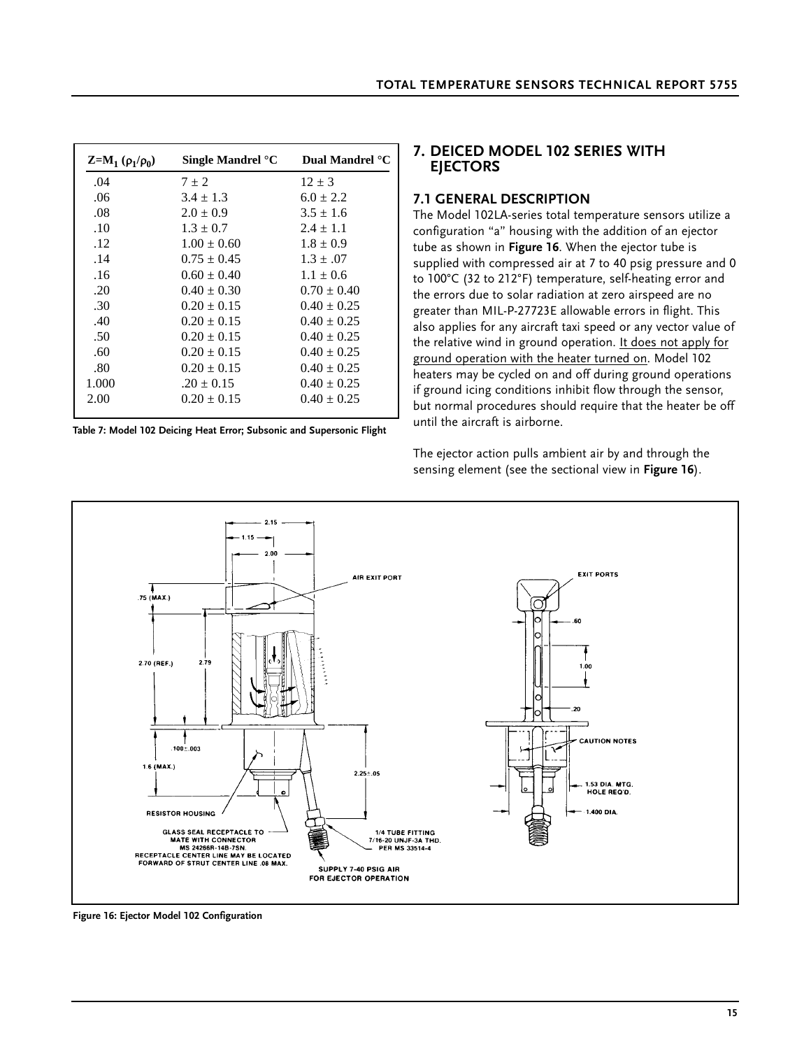| $Z=M_1 (\rho_1/\rho_0)$ | Single Mandrel °C | Dual Mandrel °C |
|---|---|---|
| .04 | $7 \pm 2$ | $12 \pm 3$ |
| .06 | $3.4 \pm 1.3$ | $6.0 \pm 2.2$ |
| .08 | $2.0 \pm 0.9$ | $3.5 \pm 1.6$ |
| .10 | $1.3 \pm 0.7$ | $2.4 \pm 1.1$ |
| .12 | $1.00 \pm 0.60$ | $1.8 \pm 0.9$ |
| .14 | $0.75 \pm 0.45$ | $1.3 \pm .07$ |
| .16 | $0.60 \pm 0.40$ | $1.1 \pm 0.6$ |
| .20 | $0.40 \pm 0.30$ | $0.70 \pm 0.40$ |
| .30 | $0.20 \pm 0.15$ | $0.40 \pm 0.25$ |
| .40 | $0.20 \pm 0.15$ | $0.40 \pm 0.25$ |
| .50 | $0.20 \pm 0.15$ | $0.40 \pm 0.25$ |
| .60 | $0.20 \pm 0.15$ | $0.40 \pm 0.25$ |
| .80 | $0.20 \pm 0.15$ | $0.40 \pm 0.25$ |
| 1.000 | $.20 \pm 0.15$ | $0.40 \pm 0.25$ |
| 2.00 | $0.20 \pm 0.15$ | $0.40 \pm 0.25$ |

**Table 7: Model 102 Deicing Heat Error; Subsonic and Supersonic Flight**

## 7. DEICED MODEL 102 SERIES WITH EJECTORS

### 7.1 GENERAL DESCRIPTION

The Model 102LA-series total temperature sensors utilize a configuration "a" housing with the addition of an ejector tube as shown in **Figure 16**. When the ejector tube is supplied with compressed air at 7 to 40 psig pressure and 0 to 100°C (32 to 212°F) temperature, self-heating error and the errors due to solar radiation at zero airspeed are no greater than MIL-P-27723E allowable errors in flight. This also applies for any aircraft taxi speed or any vector value of the relative wind in ground operation. It does not apply for ground operation with the heater turned on. Model 102 heaters may be cycled on and off during ground operations if ground icing conditions inhibit flow through the sensor, but normal procedures should require that the heater be off until the aircraft is airborne.

The ejector action pulls ambient air by and through the sensing element (see the sectional view in **Figure 16**).

**Figure 16: Ejector Model 102 Configuration**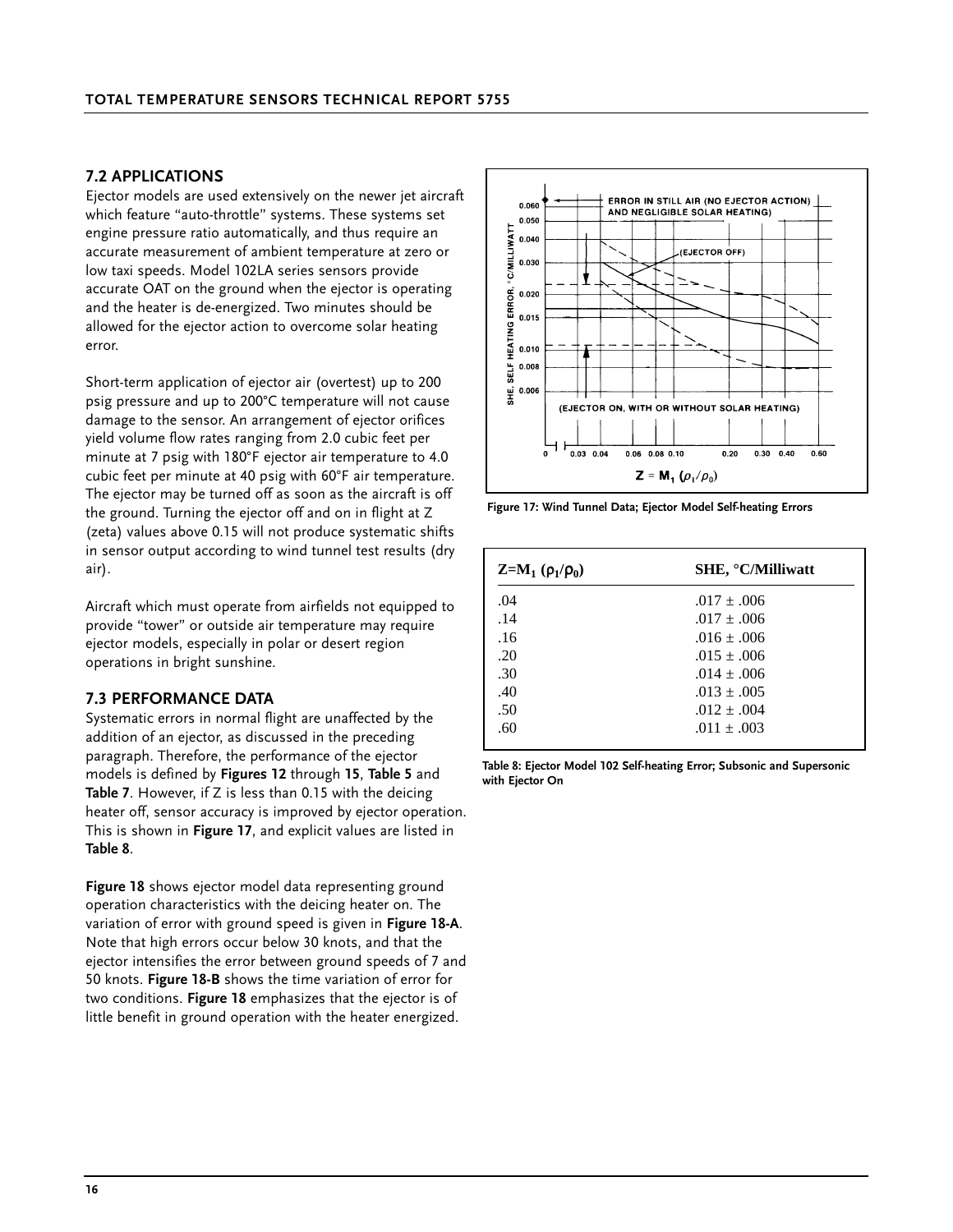## 7.2 APPLICATIONS

Ejector models are used extensively on the newer jet aircraft which feature "auto-throttle" systems. These systems set engine pressure ratio automatically, and thus require an accurate measurement of ambient temperature at zero or low taxi speeds. Model 102LA series sensors provide accurate OAT on the ground when the ejector is operating and the heater is de-energized. Two minutes should be allowed for the ejector action to overcome solar heating error.

Short-term application of ejector air (overtest) up to 200 psig pressure and up to 200°C temperature will not cause damage to the sensor. An arrangement of ejector orifices yield volume flow rates ranging from 2.0 cubic feet per minute at 7 psig with 180°F ejector air temperature to 4.0 cubic feet per minute at 40 psig with 60°F air temperature. The ejector may be turned off as soon as the aircraft is off the ground. Turning the ejector off and on in flight at Z (zeta) values above 0.15 will not produce systematic shifts in sensor output according to wind tunnel test results (dry air).

Aircraft which must operate from airfields not equipped to provide "tower" or outside air temperature may require ejector models, especially in polar or desert region operations in bright sunshine.

## 7.3 PERFORMANCE DATA

Systematic errors in normal flight are unaffected by the addition of an ejector, as discussed in the preceding paragraph. Therefore, the performance of the ejector models is defined by **Figures 12** through **15**, **Table 5** and **Table 7**. However, if Z is less than 0.15 with the deicing heater off, sensor accuracy is improved by ejector operation. This is shown in **Figure 17**, and explicit values are listed in **Table 8**.

**Figure 18** shows ejector model data representing ground operation characteristics with the deicing heater on. The variation of error with ground speed is given in **Figure 18-A**. Note that high errors occur below 30 knots, and that the ejector intensifies the error between ground speeds of 7 and 50 knots. **Figure 18-B** shows the time variation of error for two conditions. **Figure 18** emphasizes that the ejector is of little benefit in ground operation with the heater energized.

Figure 17: Wind Tunnel Data; Ejector Model Self-heating Errors

| $Z = M_1 (\rho_1/\rho_0)$ | SHE, °C/Milliwatt |
|---|---|
| .04 | .017 ± .006 |
| .14 | .017 ± .006 |
| .16 | .016 ± .006 |
| .20 | .015 ± .006 |
| .30 | .014 ± .006 |
| .40 | .013 ± .005 |
| .50 | .012 ± .004 |
| .60 | .011 ± .003 |

Table 8: Ejector Model 102 Self-heating Error; Subsonic and Supersonic with Ejector On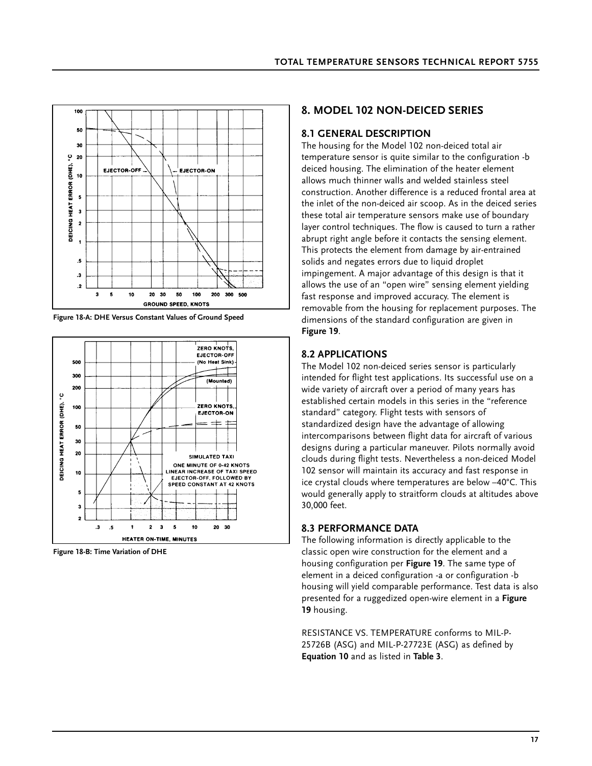Figure 18-A: DHE Versus Constant Values of Ground Speed

Figure 18-B: Time Variation of DHE

## 8. MODEL 102 NON-DEICED SERIES

### 8.1 GENERAL DESCRIPTION

The housing for the Model 102 non-deiced total air temperature sensor is quite similar to the configuration -b deiced housing. The elimination of the heater element allows much thinner walls and welded stainless steel construction. Another difference is a reduced frontal area at the inlet of the non-deiced air scoop. As in the deiced series these total air temperature sensors make use of boundary layer control techniques. The flow is caused to turn a rather abrupt right angle before it contacts the sensing element. This protects the element from damage by air-entrained solids and negates errors due to liquid droplet impingement. A major advantage of this design is that it allows the use of an "open wire" sensing element yielding fast response and improved accuracy. The element is removable from the housing for replacement purposes. The dimensions of the standard configuration are given in **Figure 19**.

### 8.2 APPLICATIONS

The Model 102 non-deiced series sensor is particularly intended for flight test applications. Its successful use on a wide variety of aircraft over a period of many years has established certain models in this series in the "reference standard" category. Flight tests with sensors of standardized design have the advantage of allowing intercomparisons between flight data for aircraft of various designs during a particular maneuver. Pilots normally avoid clouds during flight tests. Nevertheless a non-deiced Model 102 sensor will maintain its accuracy and fast response in ice crystal clouds where temperatures are below –40°C. This would generally apply to straitform clouds at altitudes above 30,000 feet.

### 8.3 PERFORMANCE DATA

The following information is directly applicable to the classic open wire construction for the element and a housing configuration per **Figure 19**. The same type of element in a deiced configuration -a or configuration -b housing will yield comparable performance. Test data is also presented for a ruggedized open-wire element in a **Figure 19** housing.

RESISTANCE VS. TEMPERATURE conforms to MIL-P-25726B (ASG) and MIL-P-27723E (ASG) as defined by **Equation 10** and as listed in **Table 3**.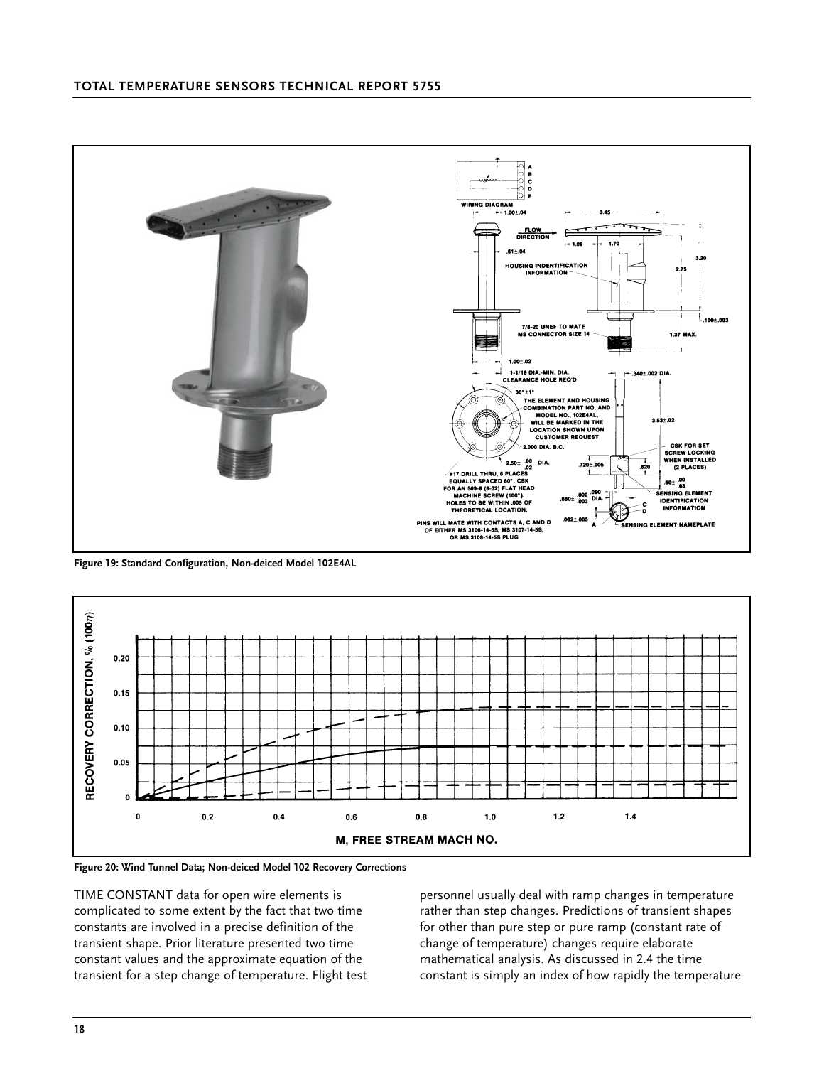Figure 19: Standard Configuration, Non-deiced Model 102E4AL

Figure 20: Wind Tunnel Data; Non-deiced Model 102 Recovery Corrections

TIME CONSTANT data for open wire elements is complicated to some extent by the fact that two time constants are involved in a precise definition of the transient shape. Prior literature presented two time constant values and the approximate equation of the transient for a step change of temperature. Flight test personnel usually deal with ramp changes in temperature rather than step changes. Predictions of transient shapes for other than pure step or pure ramp (constant rate of change of temperature) changes require elaborate mathematical analysis. As discussed in 2.4 the time constant is simply an index of how rapidly the temperature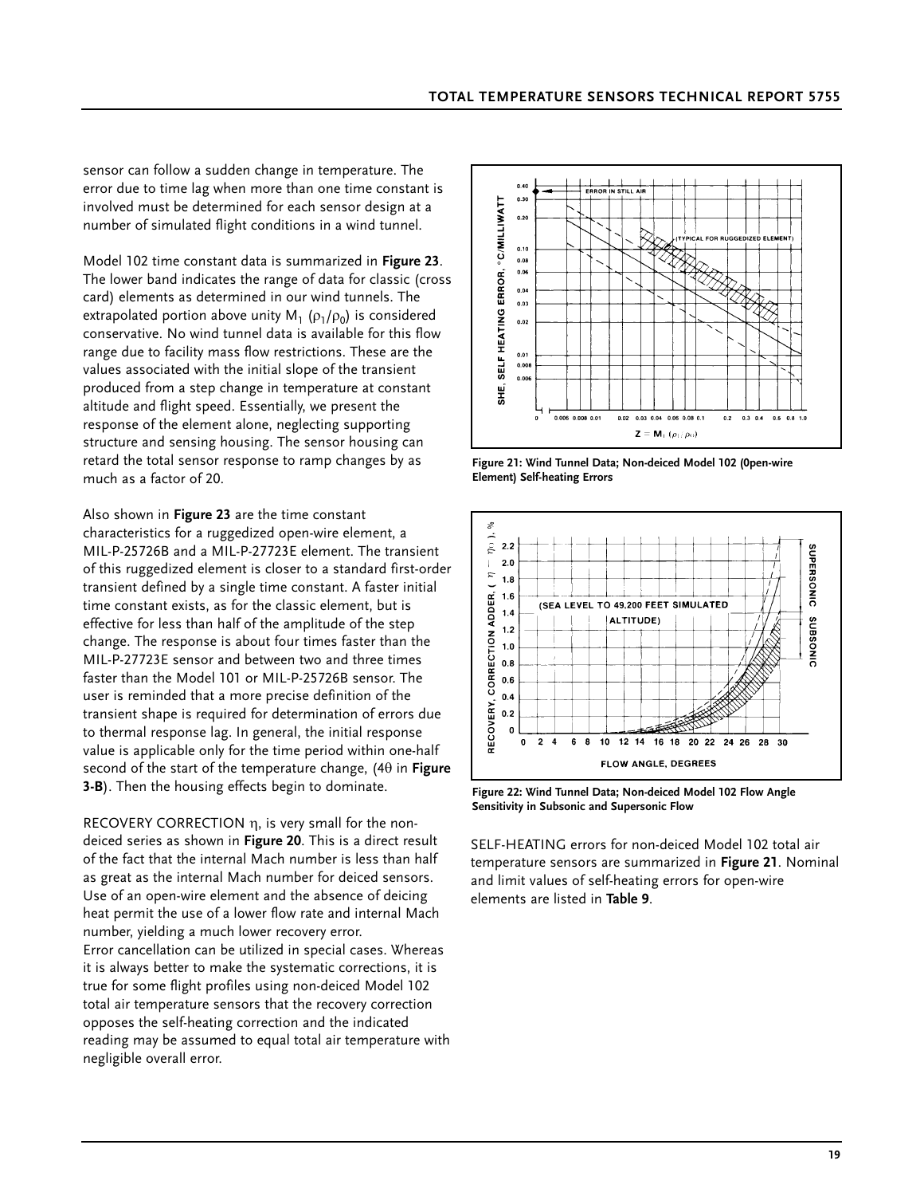sensor can follow a sudden change in temperature. The error due to time lag when more than one time constant is involved must be determined for each sensor design at a number of simulated flight conditions in a wind tunnel.

Model 102 time constant data is summarized in **Figure 23**. The lower band indicates the range of data for classic (cross card) elements as determined in our wind tunnels. The extrapolated portion above unity $M_1$ $(\rho_1/\rho_0)$ is considered conservative. No wind tunnel data is available for this flow range due to facility mass flow restrictions. These are the values associated with the initial slope of the transient produced from a step change in temperature at constant altitude and flight speed. Essentially, we present the response of the element alone, neglecting supporting structure and sensing housing. The sensor housing can retard the total sensor response to ramp changes by as much as a factor of 20.

Also shown in **Figure 23** are the time constant characteristics for a ruggedized open-wire element, a MIL-P-25726B and a MIL-P-27723E element. The transient of this ruggedized element is closer to a standard first-order transient defined by a single time constant. A faster initial time constant exists, as for the classic element, but is effective for less than half of the amplitude of the step change. The response is about four times faster than the MIL-P-27723E sensor and between two and three times faster than the Model 101 or MIL-P-25726B sensor. The user is reminded that a more precise definition of the transient shape is required for determination of errors due to thermal response lag. In general, the initial response value is applicable only for the time period within one-half second of the start of the temperature change, ($4\theta$ in **Figure 3-B**). Then the housing effects begin to dominate.

RECOVERY CORRECTION $\eta$, is very small for the non-deiced series as shown in **Figure 20**. This is a direct result of the fact that the internal Mach number is less than half as great as the internal Mach number for deiced sensors. Use of an open-wire element and the absence of deicing heat permit the use of a lower flow rate and internal Mach number, yielding a much lower recovery error.
Error cancellation can be utilized in special cases. Whereas it is always better to make the systematic corrections, it is true for some flight profiles using non-deiced Model 102 total air temperature sensors that the recovery correction opposes the self-heating correction and the indicated reading may be assumed to equal total air temperature with negligible overall error.

**Figure 21: Wind Tunnel Data; Non-deiced Model 102 (0pen-wire Element) Self-heating Errors**

**Figure 22: Wind Tunnel Data; Non-deiced Model 102 Flow Angle Sensitivity in Subsonic and Supersonic Flow**

SELF-HEATING errors for non-deiced Model 102 total air temperature sensors are summarized in **Figure 21**. Nominal and limit values of self-heating errors for open-wire elements are listed in **Table 9**.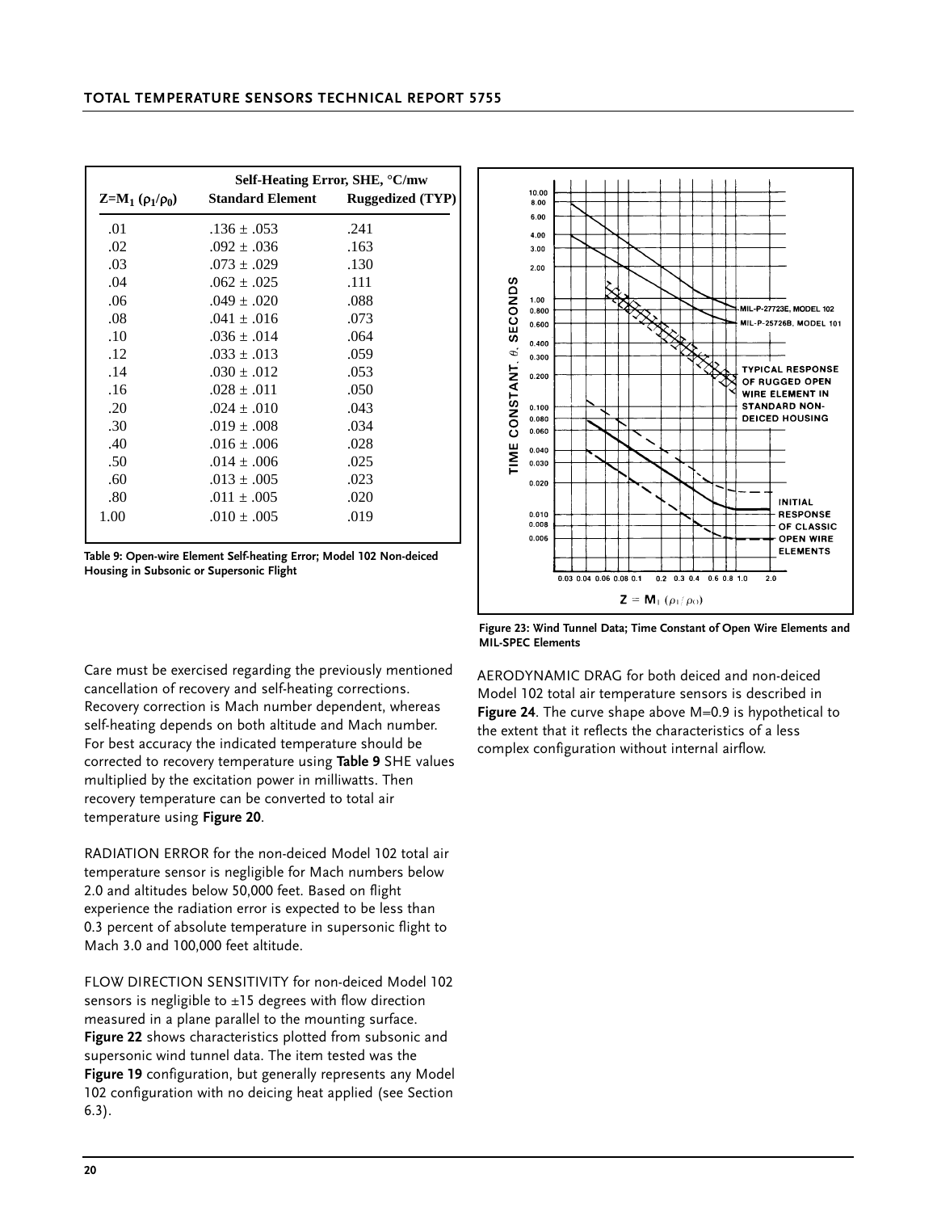| $Z=M_1\ (\rho_1/\rho_0)$ | Self-Heating Error, SHE, °C/mw | |
|---|---|---|
| | Standard Element | Ruggedized (TYP) |
| .01 | .136 ± .053 | .241 |
| .02 | .092 ± .036 | .163 |
| .03 | .073 ± .029 | .130 |
| .04 | .062 ± .025 | .111 |
| .06 | .049 ± .020 | .088 |
| .08 | .041 ± .016 | .073 |
| .10 | .036 ± .014 | .064 |
| .12 | .033 ± .013 | .059 |
| .14 | .030 ± .012 | .053 |
| .16 | .028 ± .011 | .050 |
| .20 | .024 ± .010 | .043 |
| .30 | .019 ± .008 | .034 |
| .40 | .016 ± .006 | .028 |
| .50 | .014 ± .006 | .025 |
| .60 | .013 ± .005 | .023 |
| .80 | .011 ± .005 | .020 |
| 1.00 | .010 ± .005 | .019 |

**Table 9: Open-wire Element Self-heating Error; Model 102 Non-deiced Housing in Subsonic or Supersonic Flight**

**Figure 23: Wind Tunnel Data; Time Constant of Open Wire Elements and MIL-SPEC Elements**

Care must be exercised regarding the previously mentioned cancellation of recovery and self-heating corrections. Recovery correction is Mach number dependent, whereas self-heating depends on both altitude and Mach number. For best accuracy the indicated temperature should be corrected to recovery temperature using **Table 9** SHE values multiplied by the excitation power in milliwatts. Then recovery temperature can be converted to total air temperature using **Figure 20**.

RADIATION ERROR for the non-deiced Model 102 total air temperature sensor is negligible for Mach numbers below 2.0 and altitudes below 50,000 feet. Based on flight experience the radiation error is expected to be less than 0.3 percent of absolute temperature in supersonic flight to Mach 3.0 and 100,000 feet altitude.

FLOW DIRECTION SENSITIVITY for non-deiced Model 102 sensors is negligible to ±15 degrees with flow direction measured in a plane parallel to the mounting surface. **Figure 22** shows characteristics plotted from subsonic and supersonic wind tunnel data. The item tested was the **Figure 19** configuration, but generally represents any Model 102 configuration with no deicing heat applied (see Section 6.3).

AERODYNAMIC DRAG for both deiced and non-deiced Model 102 total air temperature sensors is described in **Figure 24**. The curve shape above M=0.9 is hypothetical to the extent that it reflects the characteristics of a less complex configuration without internal airflow.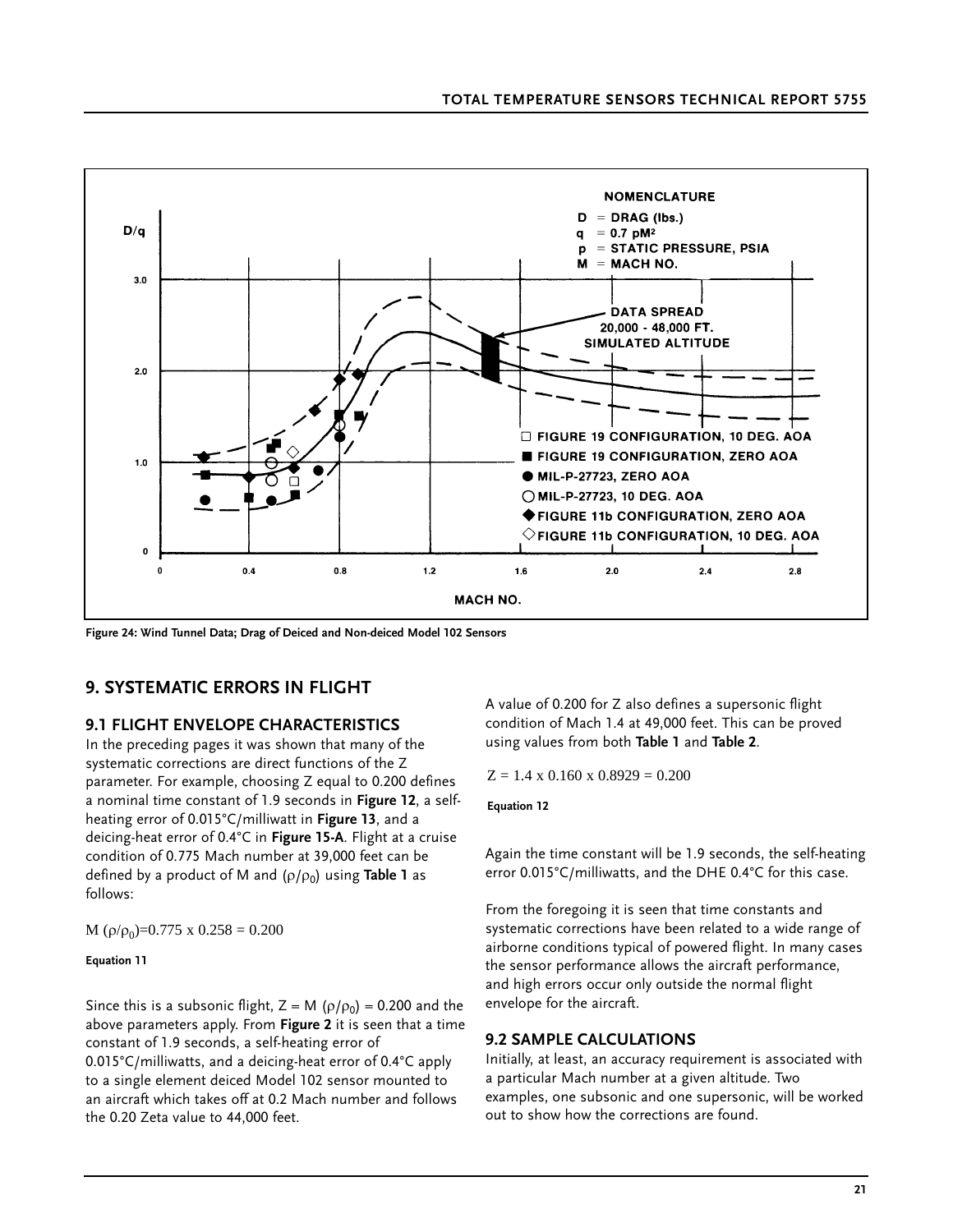**Figure 24: Wind Tunnel Data; Drag of Deiced and Non-deiced Model 102 Sensors**

## 9. SYSTEMATIC ERRORS IN FLIGHT

### 9.1 FLIGHT ENVELOPE CHARACTERISTICS

In the preceding pages it was shown that many of the systematic corrections are direct functions of the Z parameter. For example, choosing Z equal to 0.200 defines a nominal time constant of 1.9 seconds in **Figure 12**, a self-heating error of 0.015°C/milliwatt in **Figure 13**, and a deicing-heat error of 0.4°C in **Figure 15-A**. Flight at a cruise condition of 0.775 Mach number at 39,000 feet can be defined by a product of M and $(\rho/\rho_0)$ using **Table 1** as follows:

$$M\,(\rho/\rho_0) = 0.775 \times 0.258 = 0.200$$

**Equation 11**

Since this is a subsonic flight, $Z = M\,(\rho/\rho_0) = 0.200$ and the above parameters apply. From **Figure 2** it is seen that a time constant of 1.9 seconds, a self-heating error of 0.015°C/milliwatts, and a deicing-heat error of 0.4°C apply to a single element deiced Model 102 sensor mounted to an aircraft which takes off at 0.2 Mach number and follows the 0.20 Zeta value to 44,000 feet.

A value of 0.200 for Z also defines a supersonic flight condition of Mach 1.4 at 49,000 feet. This can be proved using values from both **Table 1** and **Table 2**.

$$Z = 1.4 \times 0.160 \times 0.8929 = 0.200$$

**Equation 12**

Again the time constant will be 1.9 seconds, the self-heating error 0.015°C/milliwatts, and the DHE 0.4°C for this case.

From the foregoing it is seen that time constants and systematic corrections have been related to a wide range of airborne conditions typical of powered flight. In many cases the sensor performance allows the aircraft performance, and high errors occur only outside the normal flight envelope for the aircraft.

### 9.2 SAMPLE CALCULATIONS

Initially, at least, an accuracy requirement is associated with a particular Mach number at a given altitude. Two examples, one subsonic and one supersonic, will be worked out to show how the corrections are found.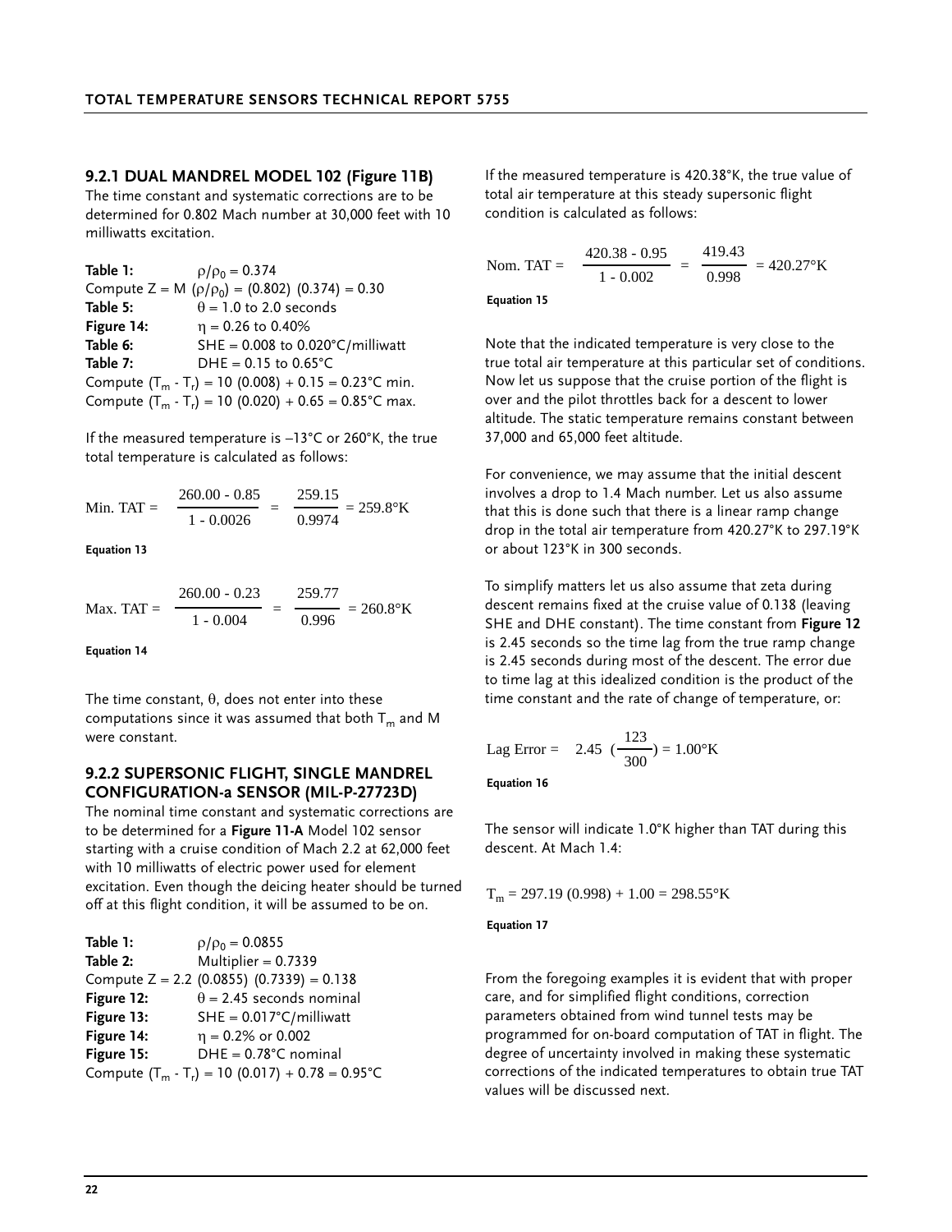### 9.2.1 DUAL MANDREL MODEL 102 (Figure 11B)

The time constant and systematic corrections are to be determined for 0.802 Mach number at 30,000 feet with 10 milliwatts excitation.

**Table 1:** $\rho/\rho_0 = 0.374$
Compute $Z = M\ (\rho/\rho_0) = (0.802)\ (0.374) = 0.30$
**Table 5:** $\theta = 1.0$ to $2.0$ seconds
**Figure 14:** $\eta = 0.26$ to $0.40\%$
**Table 6:** SHE = 0.008 to 0.020°C/milliwatt
**Table 7:** DHE = 0.15 to 0.65°C
Compute $(T_m - T_r) = 10\ (0.008) + 0.15 = 0.23°C$ min.
Compute $(T_m - T_r) = 10\ (0.020) + 0.65 = 0.85°C$ max.

If the measured temperature is –13°C or 260°K, the true total temperature is calculated as follows:

$$\text{Min. TAT} = \frac{260.00 - 0.85}{1 - 0.0026} = \frac{259.15}{0.9974} = 259.8°K$$

**Equation 13**

$$\text{Max. TAT} = \frac{260.00 - 0.23}{1 - 0.004} = \frac{259.77}{0.996} = 260.8°K$$

**Equation 14**

The time constant, $\theta$, does not enter into these computations since it was assumed that both $T_m$ and M were constant.

### 9.2.2 SUPERSONIC FLIGHT, SINGLE MANDREL CONFIGURATION-a SENSOR (MIL-P-27723D)

The nominal time constant and systematic corrections are to be determined for a **Figure 11-A** Model 102 sensor starting with a cruise condition of Mach 2.2 at 62,000 feet with 10 milliwatts of electric power used for element excitation. Even though the deicing heater should be turned off at this flight condition, it will be assumed to be on.

**Table 1:** $\rho/\rho_0 = 0.0855$
**Table 2:** Multiplier = 0.7339
Compute $Z = 2.2\ (0.0855)\ (0.7339) = 0.138$
**Figure 12:** $\theta = 2.45$ seconds nominal
**Figure 13:** SHE = 0.017°C/milliwatt
**Figure 14:** $\eta = 0.2\%$ or $0.002$
**Figure 15:** DHE = 0.78°C nominal
Compute $(T_m - T_r) = 10\ (0.017) + 0.78 = 0.95°C$

If the measured temperature is 420.38°K, the true value of total air temperature at this steady supersonic flight condition is calculated as follows:

$$\text{Nom. TAT} = \frac{420.38 - 0.95}{1 - 0.002} = \frac{419.43}{0.998} = 420.27°K$$

**Equation 15**

Note that the indicated temperature is very close to the true total air temperature at this particular set of conditions. Now let us suppose that the cruise portion of the flight is over and the pilot throttles back for a descent to lower altitude. The static temperature remains constant between 37,000 and 65,000 feet altitude.

For convenience, we may assume that the initial descent involves a drop to 1.4 Mach number. Let us also assume that this is done such that there is a linear ramp change drop in the total air temperature from 420.27°K to 297.19°K or about 123°K in 300 seconds.

To simplify matters let us also assume that zeta during descent remains fixed at the cruise value of 0.138 (leaving SHE and DHE constant). The time constant from **Figure 12** is 2.45 seconds so the time lag from the true ramp change is 2.45 seconds during most of the descent. The error due to time lag at this idealized condition is the product of the time constant and the rate of change of temperature, or:

$$\text{Lag Error} = 2.45\ \left(\frac{123}{300}\right) = 1.00°K$$

**Equation 16**

The sensor will indicate 1.0°K higher than TAT during this descent. At Mach 1.4:

$$T_m = 297.19\ (0.998) + 1.00 = 298.55°K$$

**Equation 17**

From the foregoing examples it is evident that with proper care, and for simplified flight conditions, correction parameters obtained from wind tunnel tests may be programmed for on-board computation of TAT in flight. The degree of uncertainty involved in making these systematic corrections of the indicated temperatures to obtain true TAT values will be discussed next.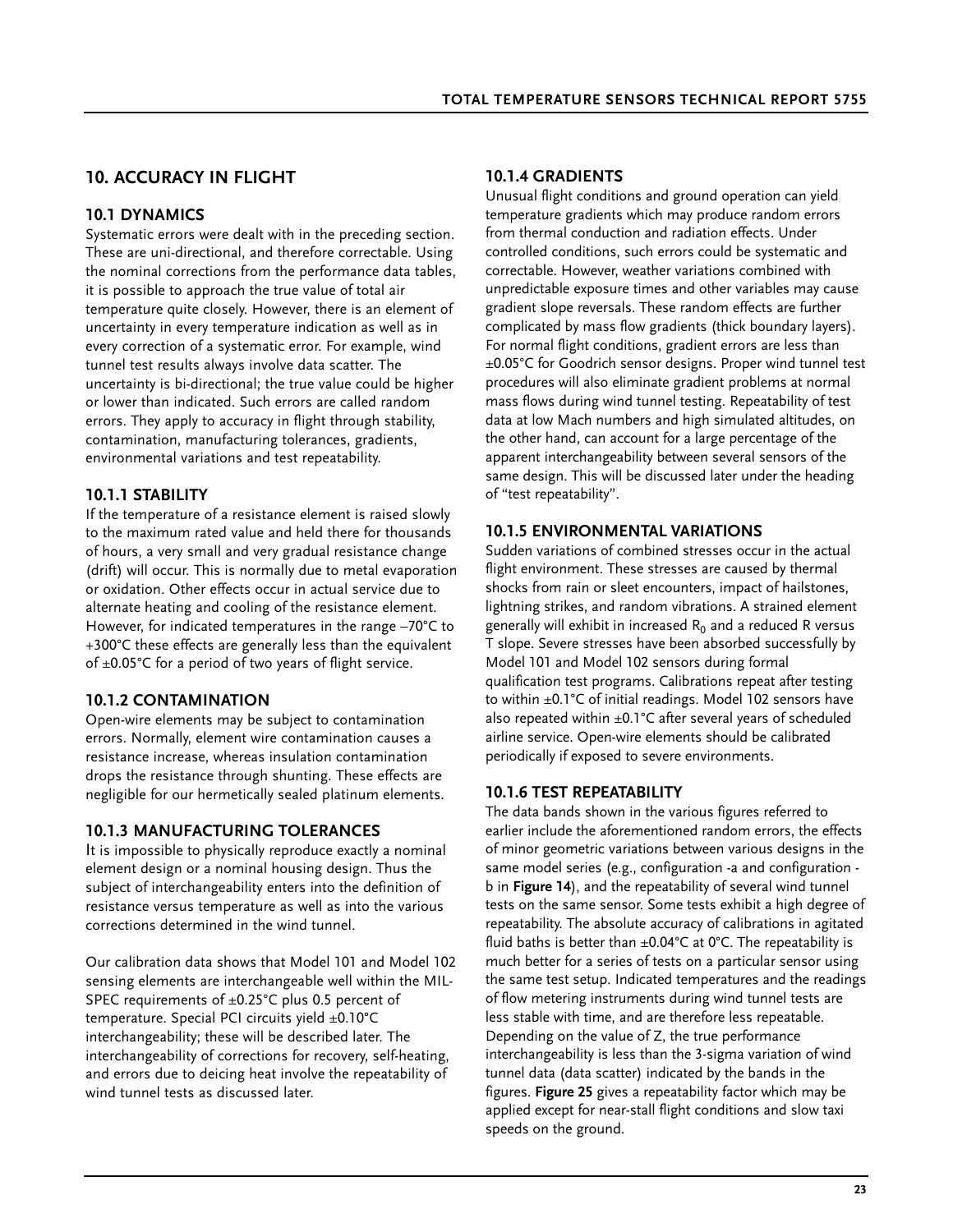## 10. ACCURACY IN FLIGHT

### 10.1 DYNAMICS

Systematic errors were dealt with in the preceding section. These are uni-directional, and therefore correctable. Using the nominal corrections from the performance data tables, it is possible to approach the true value of total air temperature quite closely. However, there is an element of uncertainty in every temperature indication as well as in every correction of a systematic error. For example, wind tunnel test results always involve data scatter. The uncertainty is bi-directional; the true value could be higher or lower than indicated. Such errors are called random errors. They apply to accuracy in flight through stability, contamination, manufacturing tolerances, gradients, environmental variations and test repeatability.

### 10.1.1 STABILITY

If the temperature of a resistance element is raised slowly to the maximum rated value and held there for thousands of hours, a very small and very gradual resistance change (drift) will occur. This is normally due to metal evaporation or oxidation. Other effects occur in actual service due to alternate heating and cooling of the resistance element. However, for indicated temperatures in the range –70°C to +300°C these effects are generally less than the equivalent of ±0.05°C for a period of two years of flight service.

### 10.1.2 CONTAMINATION

Open-wire elements may be subject to contamination errors. Normally, element wire contamination causes a resistance increase, whereas insulation contamination drops the resistance through shunting. These effects are negligible for our hermetically sealed platinum elements.

### 10.1.3 MANUFACTURING TOLERANCES

It is impossible to physically reproduce exactly a nominal element design or a nominal housing design. Thus the subject of interchangeability enters into the definition of resistance versus temperature as well as into the various corrections determined in the wind tunnel.

Our calibration data shows that Model 101 and Model 102 sensing elements are interchangeable well within the MIL-SPEC requirements of ±0.25°C plus 0.5 percent of temperature. Special PCI circuits yield ±0.10°C interchangeability; these will be described later. The interchangeability of corrections for recovery, self-heating, and errors due to deicing heat involve the repeatability of wind tunnel tests as discussed later.

### 10.1.4 GRADIENTS

Unusual flight conditions and ground operation can yield temperature gradients which may produce random errors from thermal conduction and radiation effects. Under controlled conditions, such errors could be systematic and correctable. However, weather variations combined with unpredictable exposure times and other variables may cause gradient slope reversals. These random effects are further complicated by mass flow gradients (thick boundary layers). For normal flight conditions, gradient errors are less than ±0.05°C for Goodrich sensor designs. Proper wind tunnel test procedures will also eliminate gradient problems at normal mass flows during wind tunnel testing. Repeatability of test data at low Mach numbers and high simulated altitudes, on the other hand, can account for a large percentage of the apparent interchangeability between several sensors of the same design. This will be discussed later under the heading of "test repeatability".

### 10.1.5 ENVIRONMENTAL VARIATIONS

Sudden variations of combined stresses occur in the actual flight environment. These stresses are caused by thermal shocks from rain or sleet encounters, impact of hailstones, lightning strikes, and random vibrations. A strained element generally will exhibit in increased $R_0$ and a reduced R versus T slope. Severe stresses have been absorbed successfully by Model 101 and Model 102 sensors during formal qualification test programs. Calibrations repeat after testing to within ±0.1°C of initial readings. Model 102 sensors have also repeated within ±0.1°C after several years of scheduled airline service. Open-wire elements should be calibrated periodically if exposed to severe environments.

### 10.1.6 TEST REPEATABILITY

The data bands shown in the various figures referred to earlier include the aforementioned random errors, the effects of minor geometric variations between various designs in the same model series (e.g., configuration -a and configuration -b in **Figure 14**), and the repeatability of several wind tunnel tests on the same sensor. Some tests exhibit a high degree of repeatability. The absolute accuracy of calibrations in agitated fluid baths is better than ±0.04°C at 0°C. The repeatability is much better for a series of tests on a particular sensor using the same test setup. Indicated temperatures and the readings of flow metering instruments during wind tunnel tests are less stable with time, and are therefore less repeatable. Depending on the value of Z, the true performance interchangeability is less than the 3-sigma variation of wind tunnel data (data scatter) indicated by the bands in the figures. **Figure 25** gives a repeatability factor which may be applied except for near-stall flight conditions and slow taxi speeds on the ground.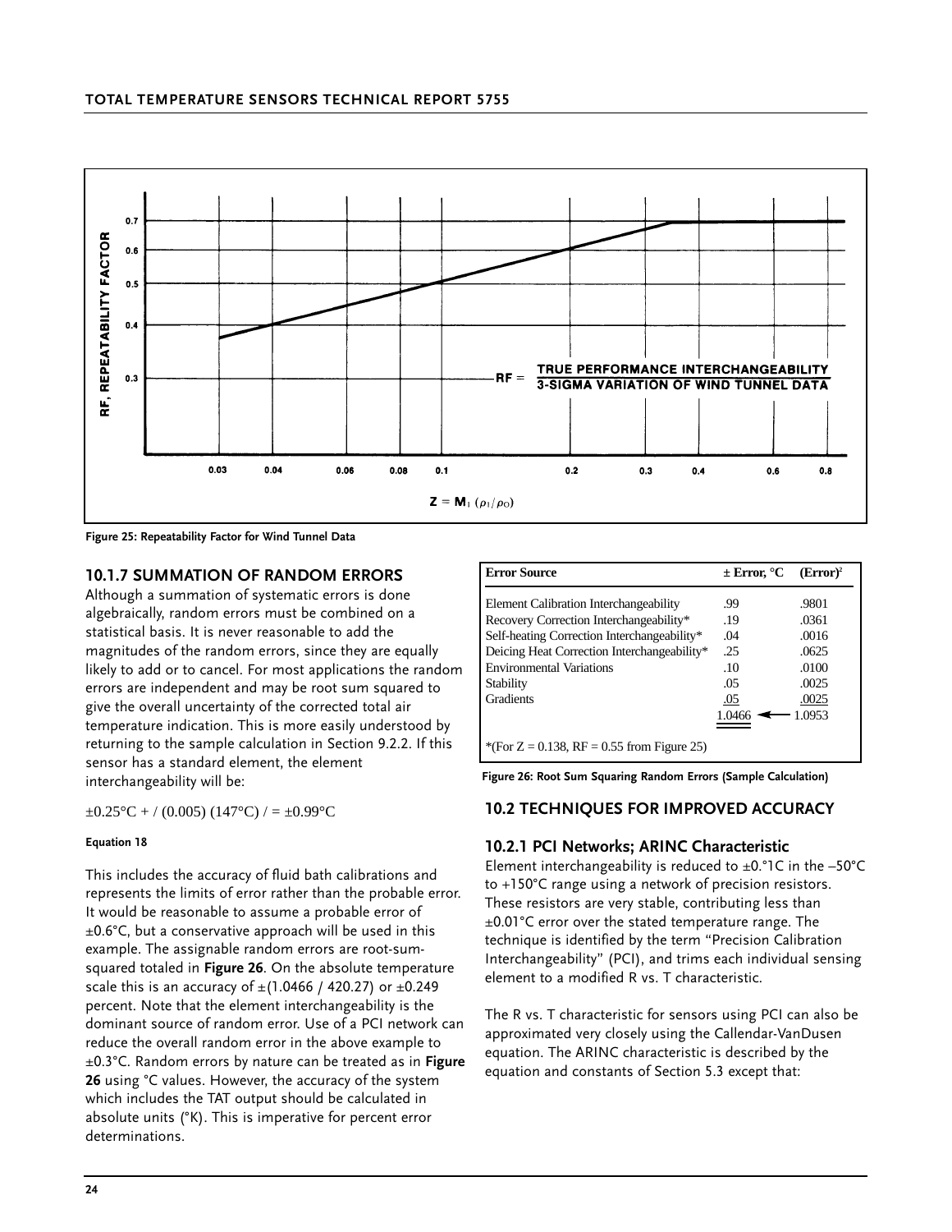Figure 25: Repeatability Factor for Wind Tunnel Data

## 10.1.7 SUMMATION OF RANDOM ERRORS

Although a summation of systematic errors is done algebraically, random errors must be combined on a statistical basis. It is never reasonable to add the magnitudes of the random errors, since they are equally likely to add or to cancel. For most applications the random errors are independent and may be root sum squared to give the overall uncertainty of the corrected total air temperature indication. This is more easily understood by returning to the sample calculation in Section 9.2.2. If this sensor has a standard element, the element interchangeability will be:

$\pm 0.25°C + / (0.005)\ (147°C) / = \pm 0.99°C$

**Equation 18**

This includes the accuracy of fluid bath calibrations and represents the limits of error rather than the probable error. It would be reasonable to assume a probable error of ±0.6°C, but a conservative approach will be used in this example. The assignable random errors are root-sum-squared totaled in **Figure 26**. On the absolute temperature scale this is an accuracy of ±(1.0466 / 420.27) or ±0.249 percent. Note that the element interchangeability is the dominant source of random error. Use of a PCI network can reduce the overall random error in the above example to ±0.3°C. Random errors by nature can be treated as in **Figure 26** using °C values. However, the accuracy of the system which includes the TAT output should be calculated in absolute units (°K). This is imperative for percent error determinations.

| Error Source | ± Error, °C | $(Error)^2$ |
|---|---|---|
| Element Calibration Interchangeability | .99 | .9801 |
| Recovery Correction Interchangeability* | .19 | .0361 |
| Self-heating Correction Interchangeability* | .04 | .0016 |
| Deicing Heat Correction Interchangeability* | .25 | .0625 |
| Environmental Variations | .10 | .0100 |
| Stability | .05 | .0025 |
| Gradients | .05 | .0025 |
| | 1.0466 ← | 1.0953 |

*(For Z = 0.138, RF = 0.55 from Figure 25)

Figure 26: Root Sum Squaring Random Errors (Sample Calculation)

## 10.2 TECHNIQUES FOR IMPROVED ACCURACY

### 10.2.1 PCI Networks; ARINC Characteristic

Element interchangeability is reduced to ±0.°1C in the –50°C to +150°C range using a network of precision resistors. These resistors are very stable, contributing less than ±0.01°C error over the stated temperature range. The technique is identified by the term "Precision Calibration Interchangeability" (PCI), and trims each individual sensing element to a modified R vs. T characteristic.

The R vs. T characteristic for sensors using PCI can also be approximated very closely using the Callendar-VanDusen equation. The ARINC characteristic is described by the equation and constants of Section 5.3 except that: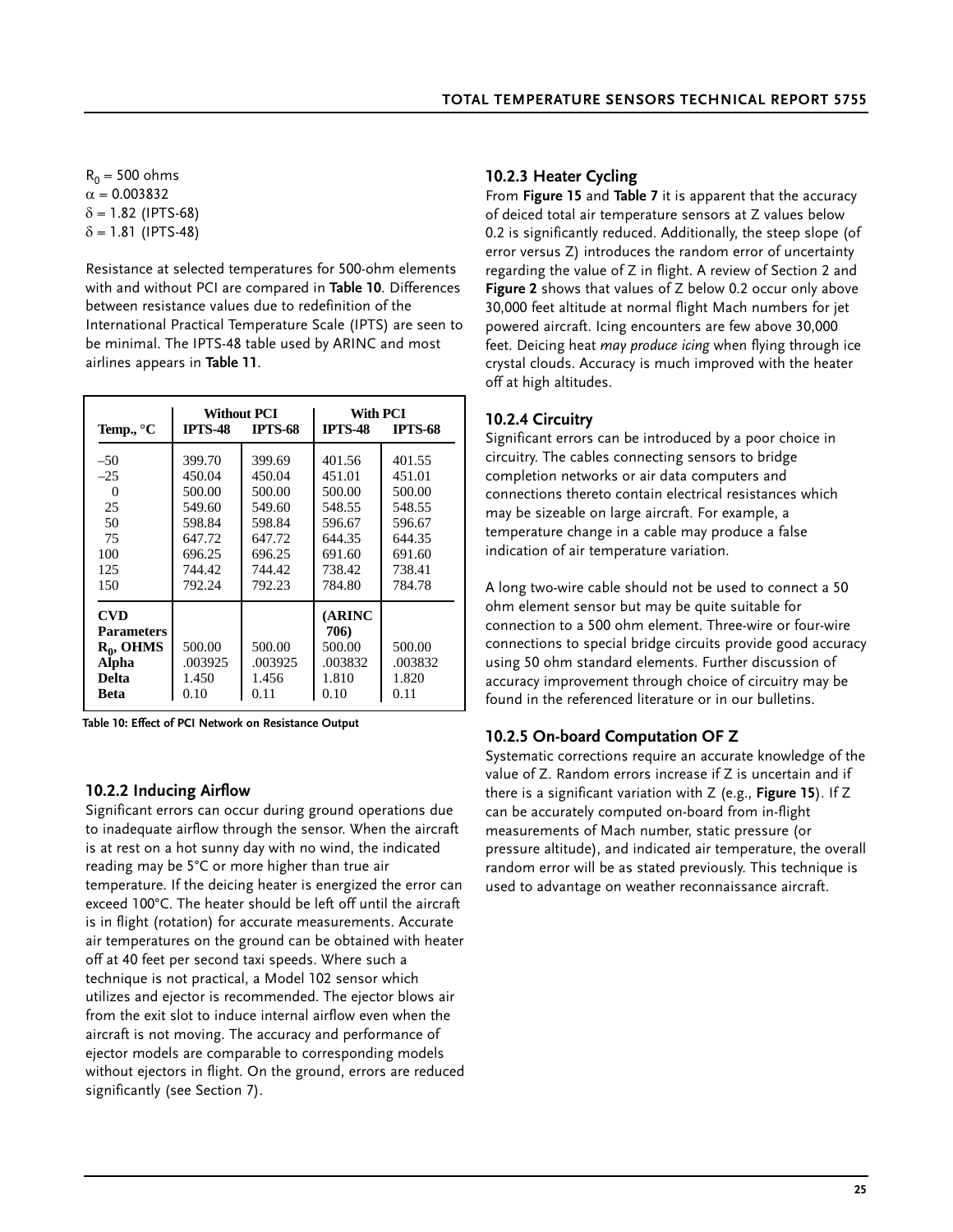$R_0$ = 500 ohms
$\alpha$ = 0.003832
$\delta$ = 1.82 (IPTS-68)
$\delta$ = 1.81 (IPTS-48)

Resistance at selected temperatures for 500-ohm elements with and without PCI are compared in **Table 10**. Differences between resistance values due to redefinition of the International Practical Temperature Scale (IPTS) are seen to be minimal. The IPTS-48 table used by ARINC and most airlines appears in **Table 11**.

| Temp., °C | Without PCI | | With PCI | |
|---|---|---|---|---|
| | IPTS-48 | IPTS-68 | IPTS-48 | IPTS-68 |
| –50 | 399.70 | 399.69 | 401.56 | 401.55 |
| –25 | 450.04 | 450.04 | 451.01 | 451.01 |
| 0 | 500.00 | 500.00 | 500.00 | 500.00 |
| 25 | 549.60 | 549.60 | 548.55 | 548.55 |
| 50 | 598.84 | 598.84 | 596.67 | 596.67 |
| 75 | 647.72 | 647.72 | 644.35 | 644.35 |
| 100 | 696.25 | 696.25 | 691.60 | 691.60 |
| 125 | 744.42 | 744.42 | 738.42 | 738.41 |
| 150 | 792.24 | 792.23 | 784.80 | 784.78 |
| **CVD Parameters** | | | **(ARINC 706)** | |
| **$R_0$, OHMS** | 500.00 | 500.00 | 500.00 | 500.00 |
| **Alpha** | .003925 | .003925 | .003832 | .003832 |
| **Delta** | 1.450 | 1.456 | 1.810 | 1.820 |
| **Beta** | 0.10 | 0.11 | 0.10 | 0.11 |

**Table 10: Effect of PCI Network on Resistance Output**

### 10.2.2 Inducing Airflow

Significant errors can occur during ground operations due to inadequate airflow through the sensor. When the aircraft is at rest on a hot sunny day with no wind, the indicated reading may be 5°C or more higher than true air temperature. If the deicing heater is energized the error can exceed 100°C. The heater should be left off until the aircraft is in flight (rotation) for accurate measurements. Accurate air temperatures on the ground can be obtained with heater off at 40 feet per second taxi speeds. Where such a technique is not practical, a Model 102 sensor which utilizes and ejector is recommended. The ejector blows air from the exit slot to induce internal airflow even when the aircraft is not moving. The accuracy and performance of ejector models are comparable to corresponding models without ejectors in flight. On the ground, errors are reduced significantly (see Section 7).

### 10.2.3 Heater Cycling

From **Figure 15** and **Table 7** it is apparent that the accuracy of deiced total air temperature sensors at Z values below 0.2 is significantly reduced. Additionally, the steep slope (of error versus Z) introduces the random error of uncertainty regarding the value of Z in flight. A review of Section 2 and **Figure 2** shows that values of Z below 0.2 occur only above 30,000 feet altitude at normal flight Mach numbers for jet powered aircraft. Icing encounters are few above 30,000 feet. Deicing heat *may produce icing* when flying through ice crystal clouds. Accuracy is much improved with the heater off at high altitudes.

### 10.2.4 Circuitry

Significant errors can be introduced by a poor choice in circuitry. The cables connecting sensors to bridge completion networks or air data computers and connections thereto contain electrical resistances which may be sizeable on large aircraft. For example, a temperature change in a cable may produce a false indication of air temperature variation.

A long two-wire cable should not be used to connect a 50 ohm element sensor but may be quite suitable for connection to a 500 ohm element. Three-wire or four-wire connections to special bridge circuits provide good accuracy using 50 ohm standard elements. Further discussion of accuracy improvement through choice of circuitry may be found in the referenced literature or in our bulletins.

### 10.2.5 On-board Computation OF Z

Systematic corrections require an accurate knowledge of the value of Z. Random errors increase if Z is uncertain and if there is a significant variation with Z (e.g., **Figure 15**). If Z can be accurately computed on-board from in-flight measurements of Mach number, static pressure (or pressure altitude), and indicated air temperature, the overall random error will be as stated previously. This technique is used to advantage on weather reconnaissance aircraft.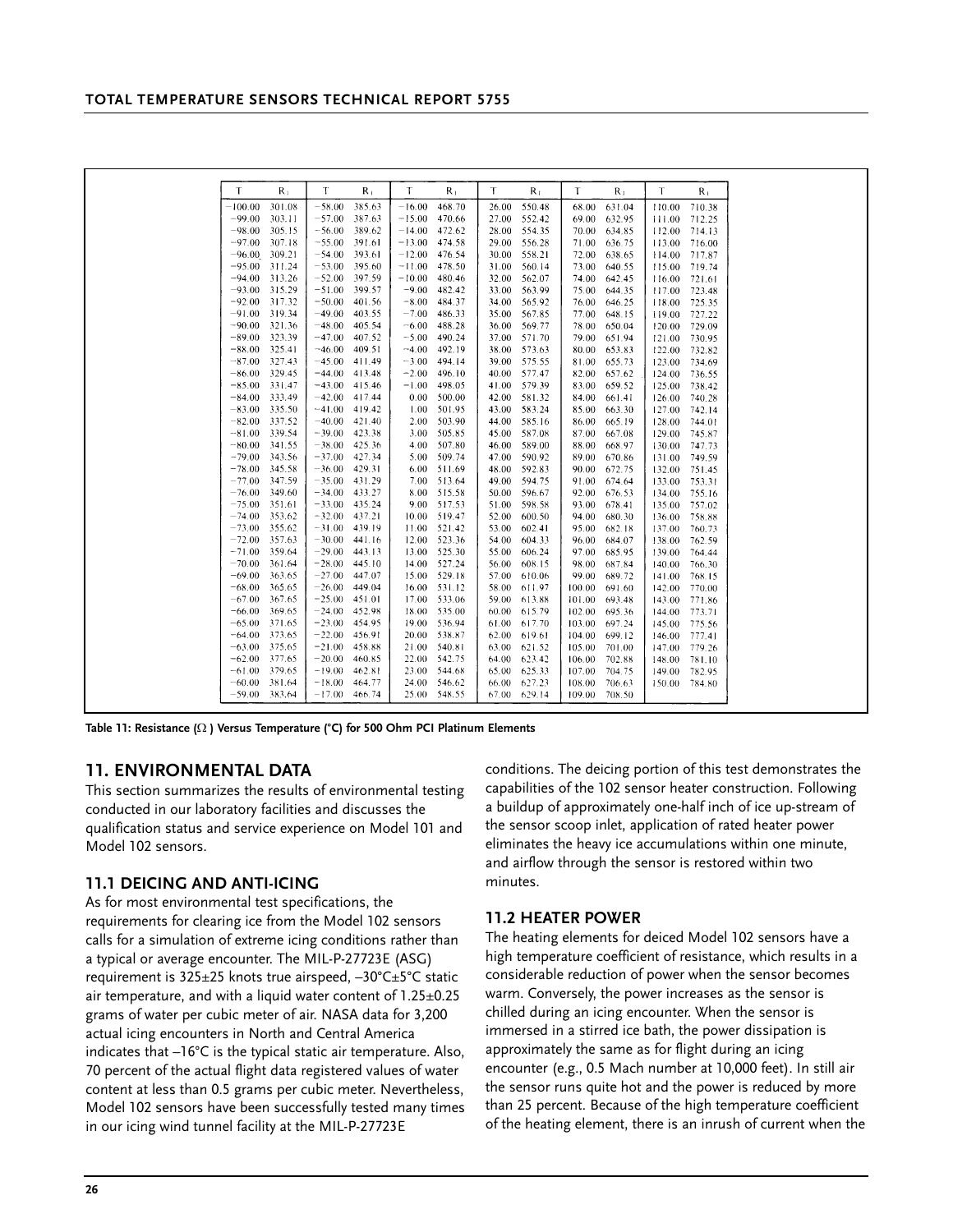| T | $R_1$ | T | $R_1$ | T | $R_1$ | T | $R_1$ | T | $R_1$ | T | $R_1$ |
|---|---|---|---|---|---|---|---|---|---|---|---|
| −100.00 | 301.08 | −58.00 | 385.63 | −16.00 | 468.70 | 26.00 | 550.48 | 68.00 | 631.04 | 110.00 | 710.38 |
| −99.00 | 303.11 | −57.00 | 387.63 | −15.00 | 470.66 | 27.00 | 552.42 | 69.00 | 632.95 | 111.00 | 712.25 |
| −98.00 | 305.15 | −56.00 | 389.62 | −14.00 | 472.62 | 28.00 | 554.35 | 70.00 | 634.85 | 112.00 | 714.13 |
| −97.00 | 307.18 | −55.00 | 391.61 | −13.00 | 474.58 | 29.00 | 556.28 | 71.00 | 636.75 | 113.00 | 716.00 |
| −96.00 | 309.21 | −54.00 | 393.61 | −12.00 | 476.54 | 30.00 | 558.21 | 72.00 | 638.65 | 114.00 | 717.87 |
| −95.00 | 311.24 | −53.00 | 395.60 | −11.00 | 478.50 | 31.00 | 560.14 | 73.00 | 640.55 | 115.00 | 719.74 |
| −94.00 | 313.26 | −52.00 | 397.59 | −10.00 | 480.46 | 32.00 | 562.07 | 74.00 | 642.45 | 116.00 | 721.61 |
| −93.00 | 315.29 | −51.00 | 399.57 | −9.00 | 482.42 | 33.00 | 563.99 | 75.00 | 644.35 | 117.00 | 723.48 |
| −92.00 | 317.32 | −50.00 | 401.56 | −8.00 | 484.37 | 34.00 | 565.92 | 76.00 | 646.25 | 118.00 | 725.35 |
| −91.00 | 319.34 | −49.00 | 403.55 | −7.00 | 486.33 | 35.00 | 567.85 | 77.00 | 648.15 | 119.00 | 727.22 |
| −90.00 | 321.36 | −48.00 | 405.54 | −6.00 | 488.28 | 36.00 | 569.77 | 78.00 | 650.04 | 120.00 | 729.09 |
| −89.00 | 323.39 | −47.00 | 407.52 | −5.00 | 490.24 | 37.00 | 571.70 | 79.00 | 651.94 | 121.00 | 730.95 |
| −88.00 | 325.41 | −46.00 | 409.51 | −4.00 | 492.19 | 38.00 | 573.63 | 80.00 | 653.83 | 122.00 | 732.82 |
| −87.00 | 327.43 | −45.00 | 411.49 | −3.00 | 494.14 | 39.00 | 575.55 | 81.00 | 655.73 | 123.00 | 734.69 |
| −86.00 | 329.45 | −44.00 | 413.48 | −2.00 | 496.10 | 40.00 | 577.47 | 82.00 | 657.62 | 124.00 | 736.55 |
| −85.00 | 331.47 | −43.00 | 415.46 | −1.00 | 498.05 | 41.00 | 579.39 | 83.00 | 659.52 | 125.00 | 738.42 |
| −84.00 | 333.49 | −42.00 | 417.44 | 0.00 | 500.00 | 42.00 | 581.32 | 84.00 | 661.41 | 126.00 | 740.28 |
| −83.00 | 335.50 | −41.00 | 419.42 | 1.00 | 501.95 | 43.00 | 583.24 | 85.00 | 663.30 | 127.00 | 742.14 |
| −82.00 | 337.52 | −40.00 | 421.40 | 2.00 | 503.90 | 44.00 | 585.16 | 86.00 | 665.19 | 128.00 | 744.01 |
| −81.00 | 339.54 | −39.00 | 423.38 | 3.00 | 505.85 | 45.00 | 587.08 | 87.00 | 667.08 | 129.00 | 745.87 |
| −80.00 | 341.55 | −38.00 | 425.36 | 4.00 | 507.80 | 46.00 | 589.00 | 88.00 | 668.97 | 130.00 | 747.73 |
| −79.00 | 343.56 | −37.00 | 427.34 | 5.00 | 509.74 | 47.00 | 590.92 | 89.00 | 670.86 | 131.00 | 749.59 |
| −78.00 | 345.58 | −36.00 | 429.31 | 6.00 | 511.69 | 48.00 | 592.83 | 90.00 | 672.75 | 132.00 | 751.45 |
| −77.00 | 347.59 | −35.00 | 431.29 | 7.00 | 513.64 | 49.00 | 594.75 | 91.00 | 674.64 | 133.00 | 753.31 |
| −76.00 | 349.60 | −34.00 | 433.27 | 8.00 | 515.58 | 50.00 | 596.67 | 92.00 | 676.53 | 134.00 | 755.16 |
| −75.00 | 351.61 | −33.00 | 435.24 | 9.00 | 517.53 | 51.00 | 598.58 | 93.00 | 678.41 | 135.00 | 757.02 |
| −74.00 | 353.62 | −32.00 | 437.21 | 10.00 | 519.47 | 52.00 | 600.50 | 94.00 | 680.30 | 136.00 | 758.88 |
| −73.00 | 355.62 | −31.00 | 439.19 | 11.00 | 521.42 | 53.00 | 602.41 | 95.00 | 682.18 | 137.00 | 760.73 |
| −72.00 | 357.63 | −30.00 | 441.16 | 12.00 | 523.36 | 54.00 | 604.33 | 96.00 | 684.07 | 138.00 | 762.59 |
| −71.00 | 359.64 | −29.00 | 443.13 | 13.00 | 525.30 | 55.00 | 606.24 | 97.00 | 685.95 | 139.00 | 764.44 |
| −70.00 | 361.64 | −28.00 | 445.10 | 14.00 | 527.24 | 56.00 | 608.15 | 98.00 | 687.84 | 140.00 | 766.30 |
| −69.00 | 363.65 | −27.00 | 447.07 | 15.00 | 529.18 | 57.00 | 610.06 | 99.00 | 689.72 | 141.00 | 768.15 |
| −68.00 | 365.65 | −26.00 | 449.04 | 16.00 | 531.12 | 58.00 | 611.97 | 100.00 | 691.60 | 142.00 | 770.00 |
| −67.00 | 367.65 | −25.00 | 451.01 | 17.00 | 533.06 | 59.00 | 613.88 | 101.00 | 693.48 | 143.00 | 771.86 |
| −66.00 | 369.65 | −24.00 | 452.98 | 18.00 | 535.00 | 60.00 | 615.79 | 102.00 | 695.36 | 144.00 | 773.71 |
| −65.00 | 371.65 | −23.00 | 454.95 | 19.00 | 536.94 | 61.00 | 617.70 | 103.00 | 697.24 | 145.00 | 775.56 |
| −64.00 | 373.65 | −22.00 | 456.91 | 20.00 | 538.87 | 62.00 | 619.61 | 104.00 | 699.12 | 146.00 | 777.41 |
| −63.00 | 375.65 | −21.00 | 458.88 | 21.00 | 540.81 | 63.00 | 621.52 | 105.00 | 701.00 | 147.00 | 779.26 |
| −62.00 | 377.65 | −20.00 | 460.85 | 22.00 | 542.75 | 64.00 | 623.42 | 106.00 | 702.88 | 148.00 | 781.10 |
| −61.00 | 379.65 | −19.00 | 462.81 | 23.00 | 544.68 | 65.00 | 625.33 | 107.00 | 704.75 | 149.00 | 782.95 |
| −60.00 | 381.64 | −18.00 | 464.77 | 24.00 | 546.62 | 66.00 | 627.23 | 108.00 | 706.63 | 150.00 | 784.80 |
| −59.00 | 383.64 | −17.00 | 466.74 | 25.00 | 548.55 | 67.00 | 629.14 | 109.00 | 708.50 | | |

**Table 11: Resistance (Ω) Versus Temperature (°C) for 500 Ohm PCI Platinum Elements**

## 11. ENVIRONMENTAL DATA

This section summarizes the results of environmental testing conducted in our laboratory facilities and discusses the qualification status and service experience on Model 101 and Model 102 sensors.

### 11.1 DEICING AND ANTI-ICING

As for most environmental test specifications, the requirements for clearing ice from the Model 102 sensors calls for a simulation of extreme icing conditions rather than a typical or average encounter. The MIL-P-27723E (ASG) requirement is 325±25 knots true airspeed, –30°C±5°C static air temperature, and with a liquid water content of 1.25±0.25 grams of water per cubic meter of air. NASA data for 3,200 actual icing encounters in North and Central America indicates that –16°C is the typical static air temperature. Also, 70 percent of the actual flight data registered values of water content at less than 0.5 grams per cubic meter. Nevertheless, Model 102 sensors have been successfully tested many times in our icing wind tunnel facility at the MIL-P-27723E conditions. The deicing portion of this test demonstrates the capabilities of the 102 sensor heater construction. Following a buildup of approximately one-half inch of ice up-stream of the sensor scoop inlet, application of rated heater power eliminates the heavy ice accumulations within one minute, and airflow through the sensor is restored within two minutes.

### 11.2 HEATER POWER

The heating elements for deiced Model 102 sensors have a high temperature coefficient of resistance, which results in a considerable reduction of power when the sensor becomes warm. Conversely, the power increases as the sensor is chilled during an icing encounter. When the sensor is immersed in a stirred ice bath, the power dissipation is approximately the same as for flight during an icing encounter (e.g., 0.5 Mach number at 10,000 feet). In still air the sensor runs quite hot and the power is reduced by more than 25 percent. Because of the high temperature coefficient of the heating element, there is an inrush of current when the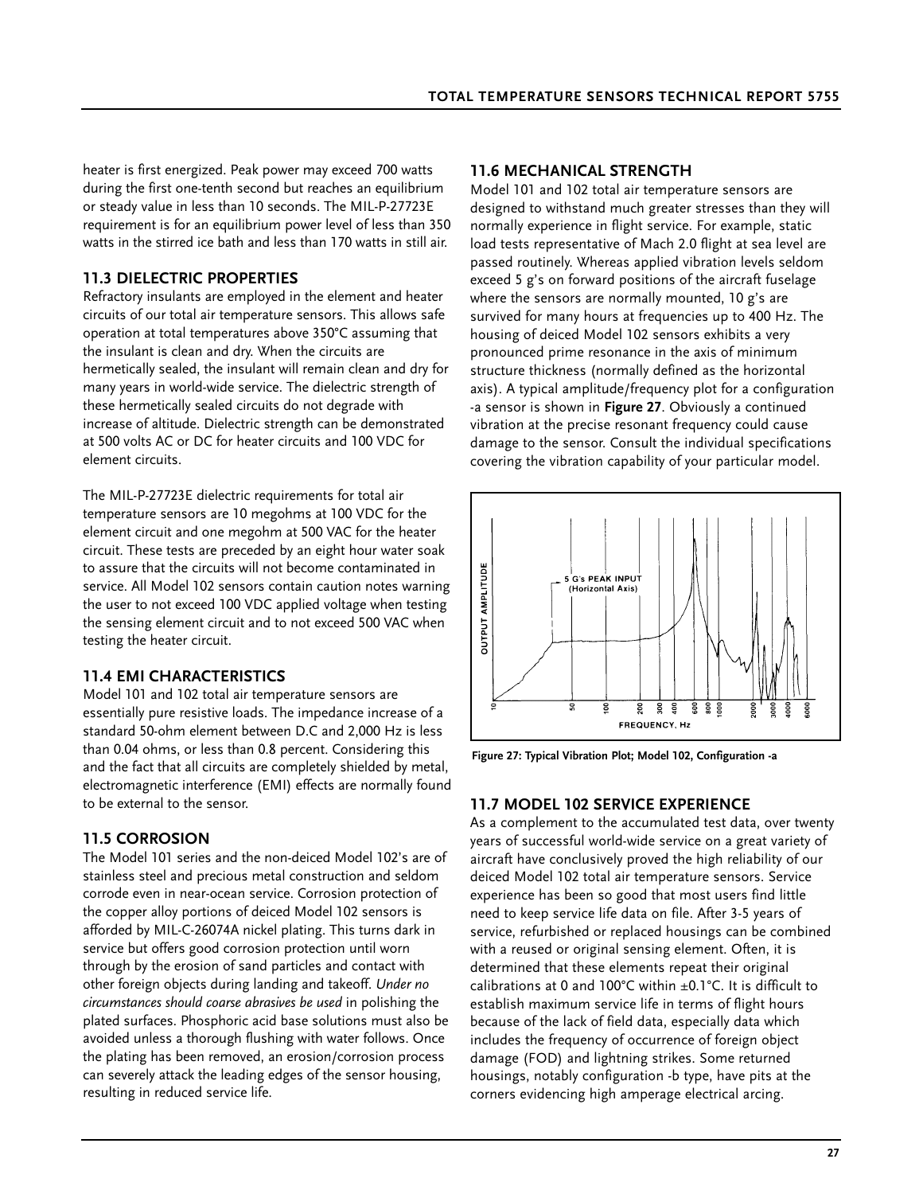heater is first energized. Peak power may exceed 700 watts during the first one-tenth second but reaches an equilibrium or steady value in less than 10 seconds. The MIL-P-27723E requirement is for an equilibrium power level of less than 350 watts in the stirred ice bath and less than 170 watts in still air.

## 11.3 DIELECTRIC PROPERTIES

Refractory insulants are employed in the element and heater circuits of our total air temperature sensors. This allows safe operation at total temperatures above 350°C assuming that the insulant is clean and dry. When the circuits are hermetically sealed, the insulant will remain clean and dry for many years in world-wide service. The dielectric strength of these hermetically sealed circuits do not degrade with increase of altitude. Dielectric strength can be demonstrated at 500 volts AC or DC for heater circuits and 100 VDC for element circuits.

The MIL-P-27723E dielectric requirements for total air temperature sensors are 10 megohms at 100 VDC for the element circuit and one megohm at 500 VAC for the heater circuit. These tests are preceded by an eight hour water soak to assure that the circuits will not become contaminated in service. All Model 102 sensors contain caution notes warning the user to not exceed 100 VDC applied voltage when testing the sensing element circuit and to not exceed 500 VAC when testing the heater circuit.

## 11.4 EMI CHARACTERISTICS

Model 101 and 102 total air temperature sensors are essentially pure resistive loads. The impedance increase of a standard 50-ohm element between D.C and 2,000 Hz is less than 0.04 ohms, or less than 0.8 percent. Considering this and the fact that all circuits are completely shielded by metal, electromagnetic interference (EMI) effects are normally found to be external to the sensor.

## 11.5 CORROSION

The Model 101 series and the non-deiced Model 102's are of stainless steel and precious metal construction and seldom corrode even in near-ocean service. Corrosion protection of the copper alloy portions of deiced Model 102 sensors is afforded by MIL-C-26074A nickel plating. This turns dark in service but offers good corrosion protection until worn through by the erosion of sand particles and contact with other foreign objects during landing and takeoff. *Under no circumstances should coarse abrasives be used* in polishing the plated surfaces. Phosphoric acid base solutions must also be avoided unless a thorough flushing with water follows. Once the plating has been removed, an erosion/corrosion process can severely attack the leading edges of the sensor housing, resulting in reduced service life.

## 11.6 MECHANICAL STRENGTH

Model 101 and 102 total air temperature sensors are designed to withstand much greater stresses than they will normally experience in flight service. For example, static load tests representative of Mach 2.0 flight at sea level are passed routinely. Whereas applied vibration levels seldom exceed 5 g's on forward positions of the aircraft fuselage where the sensors are normally mounted, 10 g's are survived for many hours at frequencies up to 400 Hz. The housing of deiced Model 102 sensors exhibits a very pronounced prime resonance in the axis of minimum structure thickness (normally defined as the horizontal axis). A typical amplitude/frequency plot for a configuration -a sensor is shown in **Figure 27**. Obviously a continued vibration at the precise resonant frequency could cause damage to the sensor. Consult the individual specifications covering the vibration capability of your particular model.

**Figure 27: Typical Vibration Plot; Model 102, Configuration -a**

## 11.7 MODEL 102 SERVICE EXPERIENCE

As a complement to the accumulated test data, over twenty years of successful world-wide service on a great variety of aircraft have conclusively proved the high reliability of our deiced Model 102 total air temperature sensors. Service experience has been so good that most users find little need to keep service life data on file. After 3-5 years of service, refurbished or replaced housings can be combined with a reused or original sensing element. Often, it is determined that these elements repeat their original calibrations at 0 and 100°C within ±0.1°C. It is difficult to establish maximum service life in terms of flight hours because of the lack of field data, especially data which includes the frequency of occurrence of foreign object damage (FOD) and lightning strikes. Some returned housings, notably configuration -b type, have pits at the corners evidencing high amperage electrical arcing.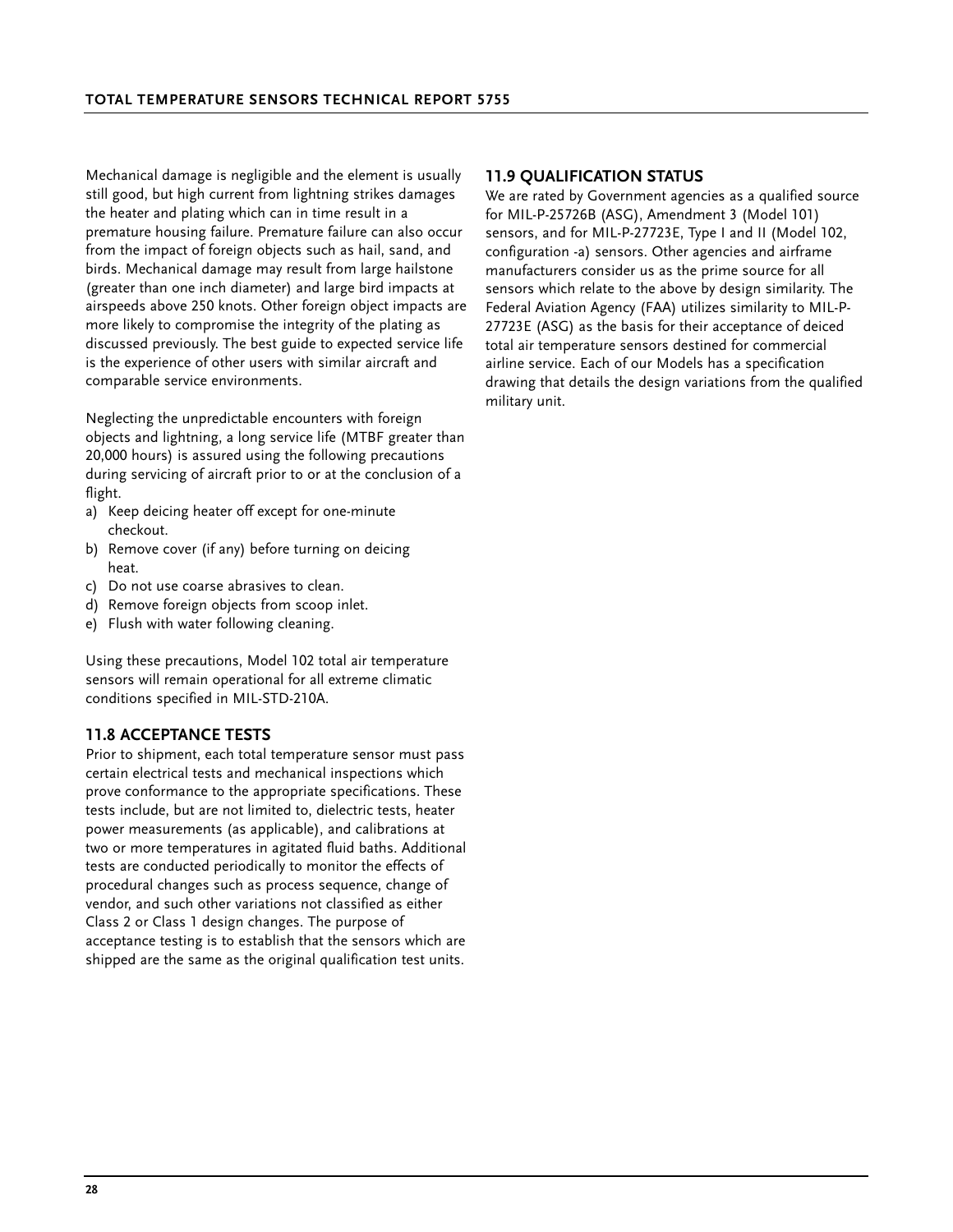Mechanical damage is negligible and the element is usually still good, but high current from lightning strikes damages the heater and plating which can in time result in a premature housing failure. Premature failure can also occur from the impact of foreign objects such as hail, sand, and birds. Mechanical damage may result from large hailstone (greater than one inch diameter) and large bird impacts at airspeeds above 250 knots. Other foreign object impacts are more likely to compromise the integrity of the plating as discussed previously. The best guide to expected service life is the experience of other users with similar aircraft and comparable service environments.

Neglecting the unpredictable encounters with foreign objects and lightning, a long service life (MTBF greater than 20,000 hours) is assured using the following precautions during servicing of aircraft prior to or at the conclusion of a flight.

a) Keep deicing heater off except for one-minute checkout.
b) Remove cover (if any) before turning on deicing heat.
c) Do not use coarse abrasives to clean.
d) Remove foreign objects from scoop inlet.
e) Flush with water following cleaning.

Using these precautions, Model 102 total air temperature sensors will remain operational for all extreme climatic conditions specified in MIL-STD-210A.

## 11.8 ACCEPTANCE TESTS

Prior to shipment, each total temperature sensor must pass certain electrical tests and mechanical inspections which prove conformance to the appropriate specifications. These tests include, but are not limited to, dielectric tests, heater power measurements (as applicable), and calibrations at two or more temperatures in agitated fluid baths. Additional tests are conducted periodically to monitor the effects of procedural changes such as process sequence, change of vendor, and such other variations not classified as either Class 2 or Class 1 design changes. The purpose of acceptance testing is to establish that the sensors which are shipped are the same as the original qualification test units.

## 11.9 QUALIFICATION STATUS

We are rated by Government agencies as a qualified source for MIL-P-25726B (ASG), Amendment 3 (Model 101) sensors, and for MIL-P-27723E, Type I and II (Model 102, configuration -a) sensors. Other agencies and airframe manufacturers consider us as the prime source for all sensors which relate to the above by design similarity. The Federal Aviation Agency (FAA) utilizes similarity to MIL-P-27723E (ASG) as the basis for their acceptance of deiced total air temperature sensors destined for commercial airline service. Each of our Models has a specification drawing that details the design variations from the qualified military unit.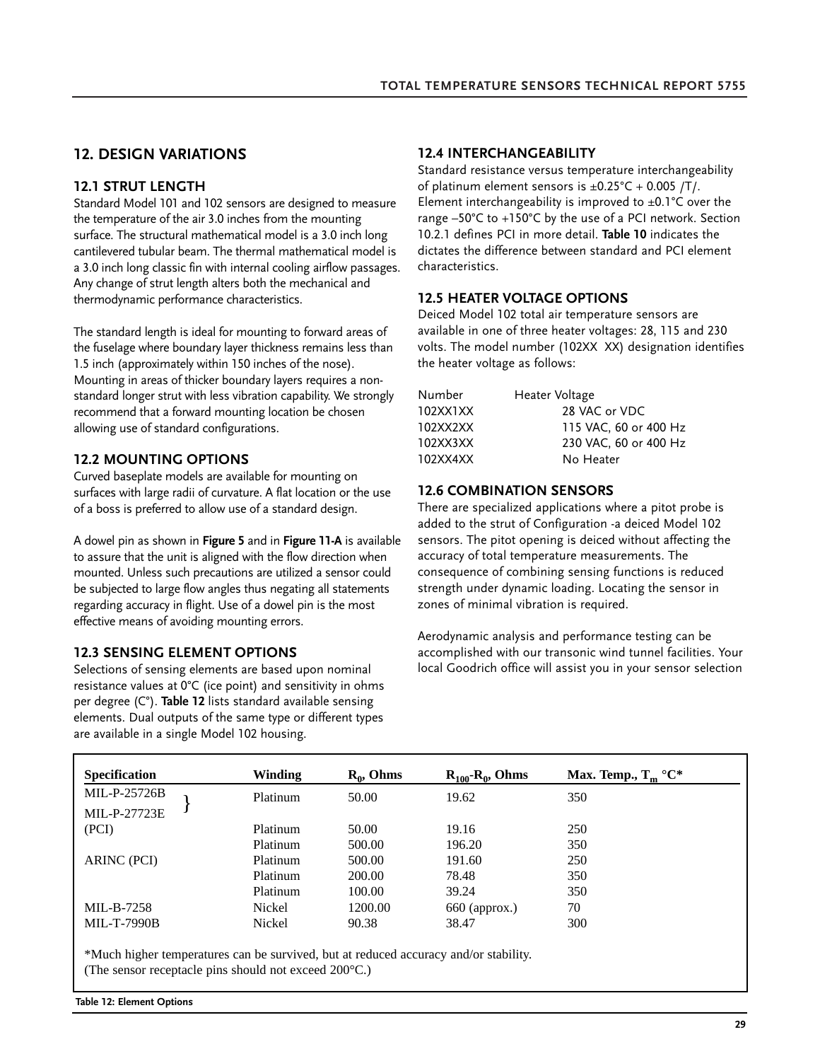## 12. DESIGN VARIATIONS

### 12.1 STRUT LENGTH

Standard Model 101 and 102 sensors are designed to measure the temperature of the air 3.0 inches from the mounting surface. The structural mathematical model is a 3.0 inch long cantilevered tubular beam. The thermal mathematical model is a 3.0 inch long classic fin with internal cooling airflow passages. Any change of strut length alters both the mechanical and thermodynamic performance characteristics.

The standard length is ideal for mounting to forward areas of the fuselage where boundary layer thickness remains less than 1.5 inch (approximately within 150 inches of the nose). Mounting in areas of thicker boundary layers requires a non-standard longer strut with less vibration capability. We strongly recommend that a forward mounting location be chosen allowing use of standard configurations.

### 12.2 MOUNTING OPTIONS

Curved baseplate models are available for mounting on surfaces with large radii of curvature. A flat location or the use of a boss is preferred to allow use of a standard design.

A dowel pin as shown in **Figure 5** and in **Figure 11-A** is available to assure that the unit is aligned with the flow direction when mounted. Unless such precautions are utilized a sensor could be subjected to large flow angles thus negating all statements regarding accuracy in flight. Use of a dowel pin is the most effective means of avoiding mounting errors.

### 12.3 SENSING ELEMENT OPTIONS

Selections of sensing elements are based upon nominal resistance values at 0°C (ice point) and sensitivity in ohms per degree (C°). **Table 12** lists standard available sensing elements. Dual outputs of the same type or different types are available in a single Model 102 housing.

### 12.4 INTERCHANGEABILITY

Standard resistance versus temperature interchangeability of platinum element sensors is ±0.25°C + 0.005 /T/. Element interchangeability is improved to ±0.1°C over the range –50°C to +150°C by the use of a PCI network. Section 10.2.1 defines PCI in more detail. **Table 10** indicates the dictates the difference between standard and PCI element characteristics.

### 12.5 HEATER VOLTAGE OPTIONS

Deiced Model 102 total air temperature sensors are available in one of three heater voltages: 28, 115 and 230 volts. The model number (102XX XX) designation identifies the heater voltage as follows:

| Number | Heater Voltage |
|---|---|
| 102XX1XX | 28 VAC or VDC |
| 102XX2XX | 115 VAC, 60 or 400 Hz |
| 102XX3XX | 230 VAC, 60 or 400 Hz |
| 102XX4XX | No Heater |

### 12.6 COMBINATION SENSORS

There are specialized applications where a pitot probe is added to the strut of Configuration -a deiced Model 102 sensors. The pitot opening is deiced without affecting the accuracy of total temperature measurements. The consequence of combining sensing functions is reduced strength under dynamic loading. Locating the sensor in zones of minimal vibration is required.

Aerodynamic analysis and performance testing can be accomplished with our transonic wind tunnel facilities. Your local Goodrich office will assist you in your sensor selection

| Specification | Winding | $R_0$, Ohms | $R_{100}$-$R_0$, Ohms | Max. Temp., $T_m$ °C* |
|---|---|---|---|---|
| MIL-P-25726B / MIL-P-27723E | Platinum | 50.00 | 19.62 | 350 |
| (PCI) | Platinum | 50.00 | 19.16 | 250 |
| | Platinum | 500.00 | 196.20 | 350 |
| ARINC (PCI) | Platinum | 500.00 | 191.60 | 250 |
| | Platinum | 200.00 | 78.48 | 350 |
| | Platinum | 100.00 | 39.24 | 350 |
| MIL-B-7258 | Nickel | 1200.00 | 660 (approx.) | 70 |
| MIL-T-7990B | Nickel | 90.38 | 38.47 | 300 |

*Much higher temperatures can be survived, but at reduced accuracy and/or stability.
(The sensor receptacle pins should not exceed 200°C.)

**Table 12: Element Options**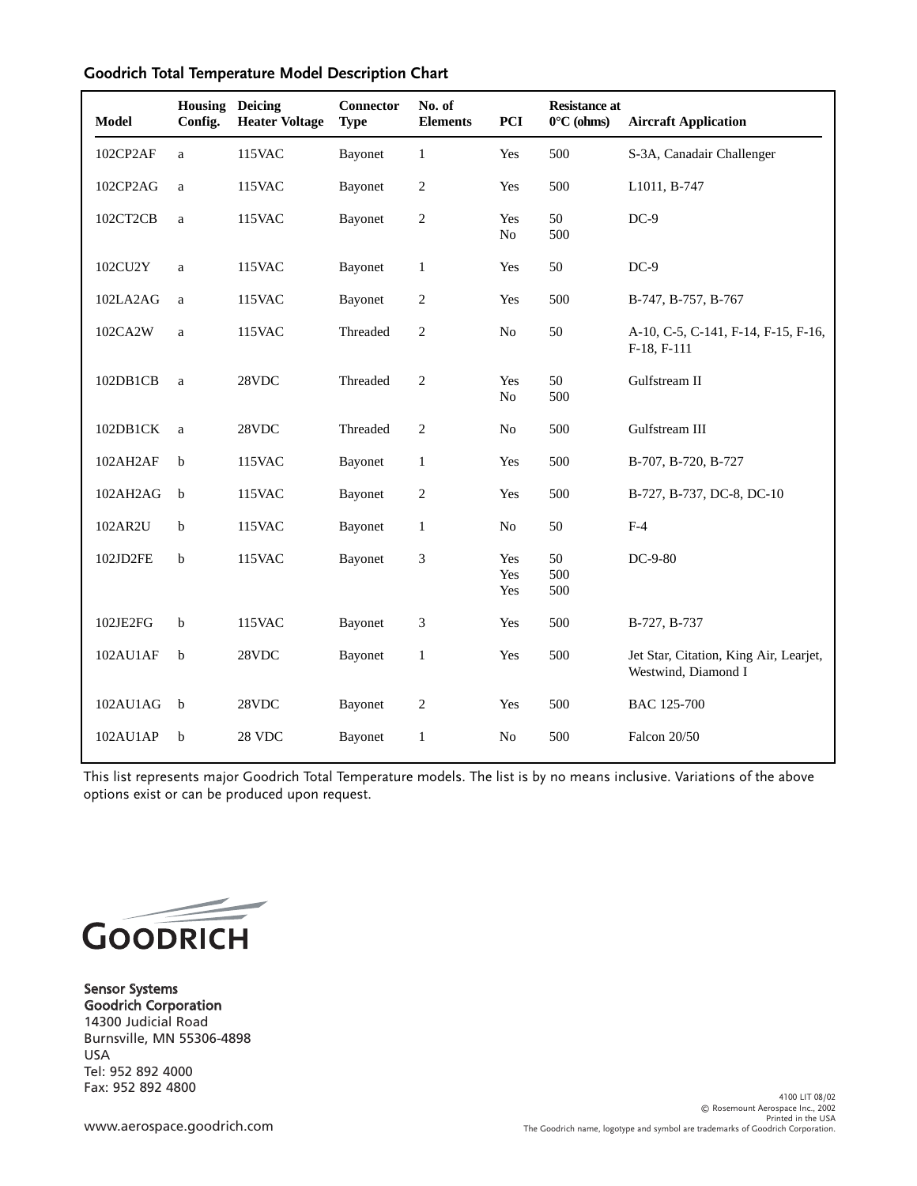## Goodrich Total Temperature Model Description Chart

| Model | Housing Config. | Deicing Heater Voltage | Connector Type | No. of Elements | PCI | Resistance at 0°C (ohms) | Aircraft Application |
|---|---|---|---|---|---|---|---|
| 102CP2AF | a | 115VAC | Bayonet | 1 | Yes | 500 | S-3A, Canadair Challenger |
| 102CP2AG | a | 115VAC | Bayonet | 2 | Yes | 500 | L1011, B-747 |
| 102CT2CB | a | 115VAC | Bayonet | 2 | Yes<br>No | 50<br>500 | DC-9 |
| 102CU2Y | a | 115VAC | Bayonet | 1 | Yes | 50 | DC-9 |
| 102LA2AG | a | 115VAC | Bayonet | 2 | Yes | 500 | B-747, B-757, B-767 |
| 102CA2W | a | 115VAC | Threaded | 2 | No | 50 | A-10, C-5, C-141, F-14, F-15, F-16, F-18, F-111 |
| 102DB1CB | a | 28VDC | Threaded | 2 | Yes<br>No | 50<br>500 | Gulfstream II |
| 102DB1CK | a | 28VDC | Threaded | 2 | No | 500 | Gulfstream III |
| 102AH2AF | b | 115VAC | Bayonet | 1 | Yes | 500 | B-707, B-720, B-727 |
| 102AH2AG | b | 115VAC | Bayonet | 2 | Yes | 500 | B-727, B-737, DC-8, DC-10 |
| 102AR2U | b | 115VAC | Bayonet | 1 | No | 50 | F-4 |
| 102JD2FE | b | 115VAC | Bayonet | 3 | Yes<br>Yes<br>Yes | 50<br>500<br>500 | DC-9-80 |
| 102JE2FG | b | 115VAC | Bayonet | 3 | Yes | 500 | B-727, B-737 |
| 102AU1AF | b | 28VDC | Bayonet | 1 | Yes | 500 | Jet Star, Citation, King Air, Learjet, Westwind, Diamond I |
| 102AU1AG | b | 28VDC | Bayonet | 2 | Yes | 500 | BAC 125-700 |
| 102AU1AP | b | 28 VDC | Bayonet | 1 | No | 500 | Falcon 20/50 |

This list represents major Goodrich Total Temperature models. The list is by no means inclusive. Variations of the above options exist or can be produced upon request.

GOODRICH

**Sensor Systems**
**Goodrich Corporation**
14300 Judicial Road
Burnsville, MN 55306-4898
USA
Tel: 952 892 4000
Fax: 952 892 4800

www.aerospace.goodrich.com

4100 LIT 08/02
© Rosemount Aerospace Inc., 2002
Printed in the USA
The Goodrich name, logotype and symbol are trademarks of Goodrich Corporation.